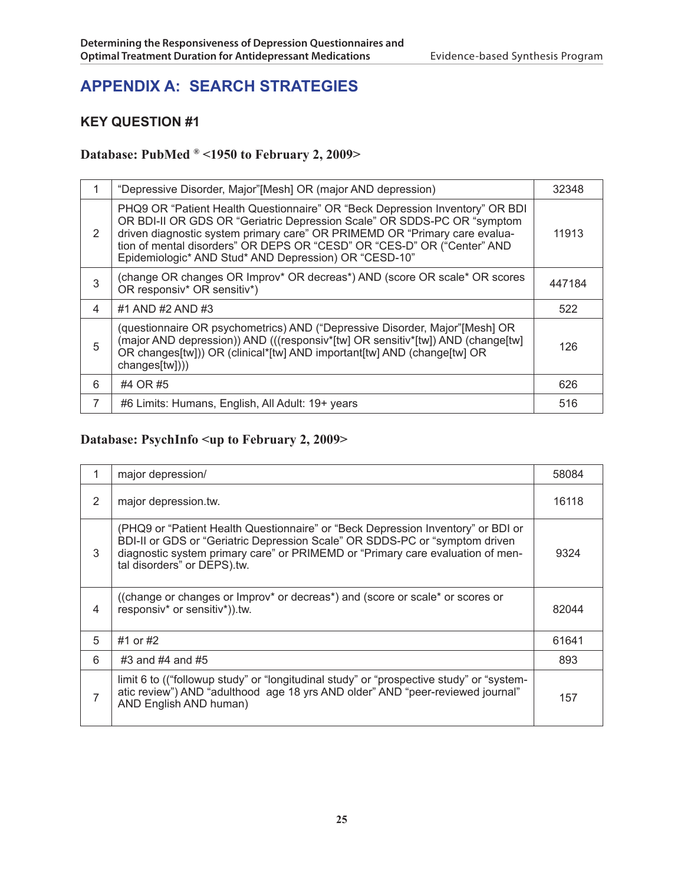# APPENDIX A: SEARCH STRATEGIES

## KEY QUESTION #1

### Database: PubMed ® <1950 to February 2, 2009>

| | | |
|---|---|---|
| 1 | "Depressive Disorder, Major"[Mesh] OR (major AND depression) | 32348 |
| 2 | PHQ9 OR "Patient Health Questionnaire" OR "Beck Depression Inventory" OR BDI OR BDI-II OR GDS OR "Geriatric Depression Scale" OR SDDS-PC OR "symptom driven diagnostic system primary care" OR PRIMEMD OR "Primary care evaluation of mental disorders" OR DEPS OR "CESD" OR "CES-D" OR ("Center" AND Epidemiologic* AND Stud* AND Depression) OR "CESD-10" | 11913 |
| 3 | (change OR changes OR Improv* OR decreas*) AND (score OR scale* OR scores OR responsiv* OR sensitiv*) | 447184 |
| 4 | #1 AND #2 AND #3 | 522 |
| 5 | (questionnaire OR psychometrics) AND ("Depressive Disorder, Major"[Mesh] OR (major AND depression)) AND (((responsiv*[tw] OR sensitiv*[tw]) AND (change[tw] OR changes[tw])) OR (clinical*[tw] AND important[tw] AND (change[tw] OR changes[tw]))) | 126 |
| 6 | #4 OR #5 | 626 |
| 7 | #6 Limits: Humans, English, All Adult: 19+ years | 516 |

### Database: PsychInfo <up to February 2, 2009>

| | | |
|---|---|---|
| 1 | major depression/ | 58084 |
| 2 | major depression.tw. | 16118 |
| 3 | (PHQ9 or "Patient Health Questionnaire" or "Beck Depression Inventory" or BDI or BDI-II or GDS or "Geriatric Depression Scale" OR SDDS-PC or "symptom driven diagnostic system primary care" or PRIMEMD or "Primary care evaluation of mental disorders" or DEPS).tw. | 9324 |
| 4 | ((change or changes or Improv* or decreas*) and (score or scale* or scores or responsiv* or sensitiv*)).tw. | 82044 |
| 5 | #1 or #2 | 61641 |
| 6 | #3 and #4 and #5 | 893 |
| 7 | limit 6 to (("followup study" or "longitudinal study" or "prospective study" or "systematic review") AND "adulthood age 18 yrs AND older" AND "peer-reviewed journal" AND English AND human) | 157 |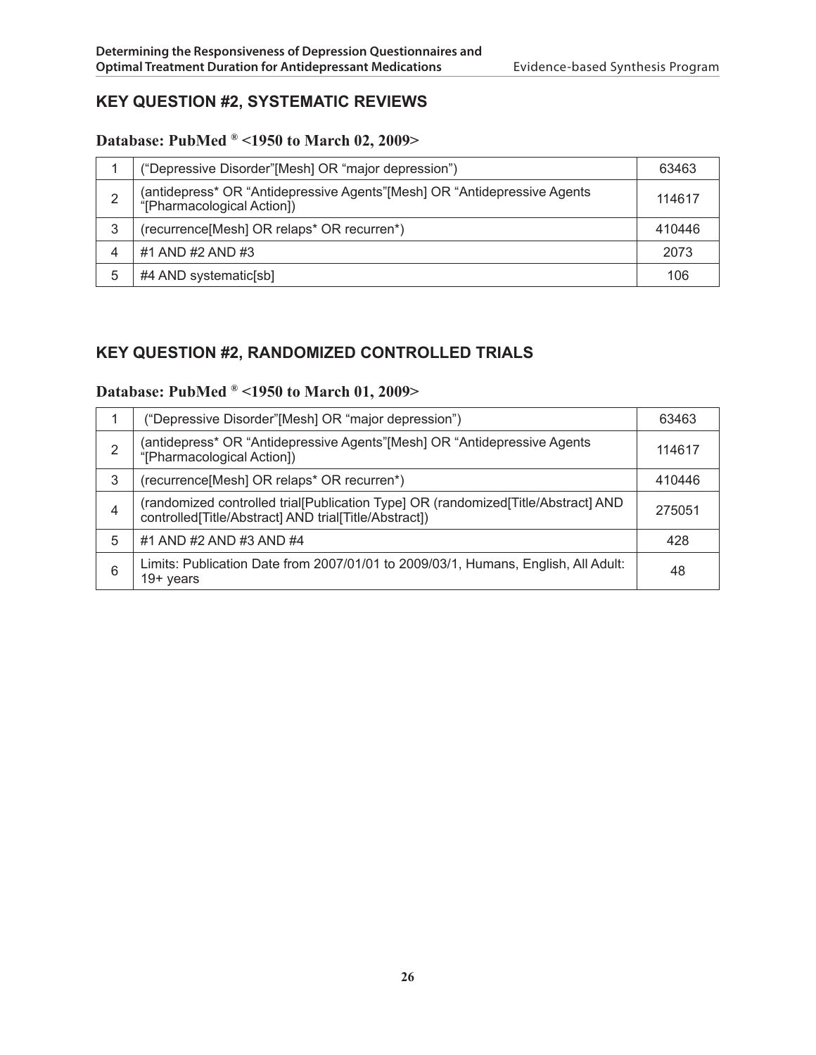## KEY QUESTION #2, SYSTEMATIC REVIEWS

### Database: PubMed ® <1950 to March 02, 2009>

| | | |
|---|---|---|
| 1 | (“Depressive Disorder”[Mesh] OR “major depression”) | 63463 |
| 2 | (antidepress* OR “Antidepressive Agents”[Mesh] OR “Antidepressive Agents “[Pharmacological Action]) | 114617 |
| 3 | (recurrence[Mesh] OR relaps* OR recurren*) | 410446 |
| 4 | #1 AND #2 AND #3 | 2073 |
| 5 | #4 AND systematic[sb] | 106 |

## KEY QUESTION #2, RANDOMIZED CONTROLLED TRIALS

### Database: PubMed ® <1950 to March 01, 2009>

| | | |
|---|---|---|
| 1 | (“Depressive Disorder”[Mesh] OR “major depression”) | 63463 |
| 2 | (antidepress* OR “Antidepressive Agents”[Mesh] OR “Antidepressive Agents “[Pharmacological Action]) | 114617 |
| 3 | (recurrence[Mesh] OR relaps* OR recurren*) | 410446 |
| 4 | (randomized controlled trial[Publication Type] OR (randomized[Title/Abstract] AND controlled[Title/Abstract] AND trial[Title/Abstract]) | 275051 |
| 5 | #1 AND #2 AND #3 AND #4 | 428 |
| 6 | Limits: Publication Date from 2007/01/01 to 2009/03/1, Humans, English, All Adult: 19+ years | 48 |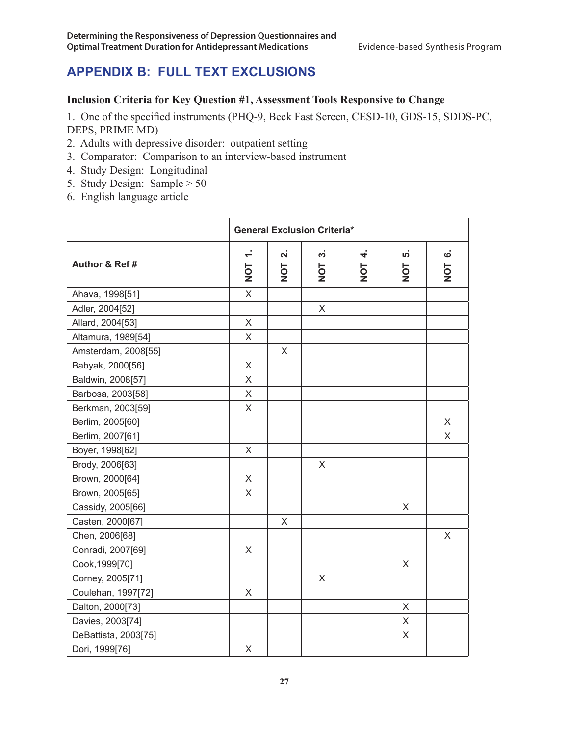## APPENDIX B: FULL TEXT EXCLUSIONS

### Inclusion Criteria for Key Question #1, Assessment Tools Responsive to Change

1. One of the specified instruments (PHQ-9, Beck Fast Screen, CESD-10, GDS-15, SDDS-PC, DEPS, PRIME MD)
2. Adults with depressive disorder: outpatient setting
3. Comparator: Comparison to an interview-based instrument
4. Study Design: Longitudinal
5. Study Design: Sample > 50
6. English language article

| | General Exclusion Criteria* | | | | | |
|---|---|---|---|---|---|---|
| Author & Ref # | NOT 1. | NOT 2. | NOT 3. | NOT 4. | NOT 5. | NOT 6. |
| Ahava, 1998[51] | X | | | | | |
| Adler, 2004[52] | | | X | | | |
| Allard, 2004[53] | X | | | | | |
| Altamura, 1989[54] | X | | | | | |
| Amsterdam, 2008[55] | | X | | | | |
| Babyak, 2000[56] | X | | | | | |
| Baldwin, 2008[57] | X | | | | | |
| Barbosa, 2003[58] | X | | | | | |
| Berkman, 2003[59] | X | | | | | |
| Berlim, 2005[60] | | | | | | X |
| Berlim, 2007[61] | | | | | | X |
| Boyer, 1998[62] | X | | | | | |
| Brody, 2006[63] | | | X | | | |
| Brown, 2000[64] | X | | | | | |
| Brown, 2005[65] | X | | | | | |
| Cassidy, 2005[66] | | | | | X | |
| Casten, 2000[67] | | X | | | | |
| Chen, 2006[68] | | | | | | X |
| Conradi, 2007[69] | X | | | | | |
| Cook,1999[70] | | | | | X | |
| Corney, 2005[71] | | | X | | | |
| Coulehan, 1997[72] | X | | | | | |
| Dalton, 2000[73] | | | | | X | |
| Davies, 2003[74] | | | | | X | |
| DeBattista, 2003[75] | | | | | X | |
| Dori, 1999[76] | X | | | | | |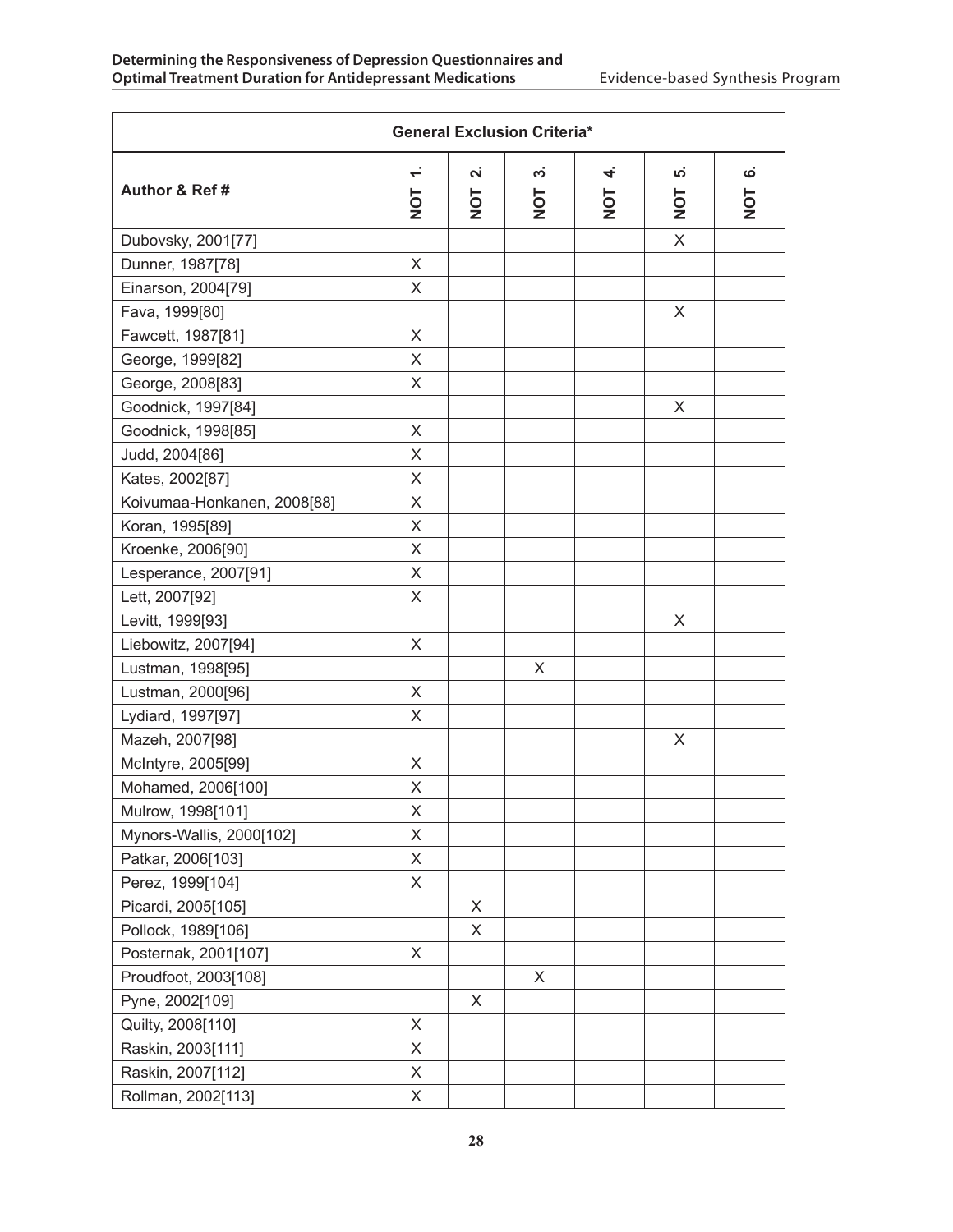| | General Exclusion Criteria* | | | | | |
|---|---|---|---|---|---|---|
| **Author & Ref #** | **NOT 1.** | **NOT 2.** | **NOT 3.** | **NOT 4.** | **NOT 5.** | **NOT 6.** |
| Dubovsky, 2001[77] | | | | | X | |
| Dunner, 1987[78] | X | | | | | |
| Einarson, 2004[79] | X | | | | | |
| Fava, 1999[80] | | | | | X | |
| Fawcett, 1987[81] | X | | | | | |
| George, 1999[82] | X | | | | | |
| George, 2008[83] | X | | | | | |
| Goodnick, 1997[84] | | | | | X | |
| Goodnick, 1998[85] | X | | | | | |
| Judd, 2004[86] | X | | | | | |
| Kates, 2002[87] | X | | | | | |
| Koivumaa-Honkanen, 2008[88] | X | | | | | |
| Koran, 1995[89] | X | | | | | |
| Kroenke, 2006[90] | X | | | | | |
| Lesperance, 2007[91] | X | | | | | |
| Lett, 2007[92] | X | | | | | |
| Levitt, 1999[93] | | | | | X | |
| Liebowitz, 2007[94] | X | | | | | |
| Lustman, 1998[95] | | | X | | | |
| Lustman, 2000[96] | X | | | | | |
| Lydiard, 1997[97] | X | | | | | |
| Mazeh, 2007[98] | | | | | X | |
| McIntyre, 2005[99] | X | | | | | |
| Mohamed, 2006[100] | X | | | | | |
| Mulrow, 1998[101] | X | | | | | |
| Mynors-Wallis, 2000[102] | X | | | | | |
| Patkar, 2006[103] | X | | | | | |
| Perez, 1999[104] | X | | | | | |
| Picardi, 2005[105] | | X | | | | |
| Pollock, 1989[106] | | X | | | | |
| Posternak, 2001[107] | X | | | | | |
| Proudfoot, 2003[108] | | | X | | | |
| Pyne, 2002[109] | | X | | | | |
| Quilty, 2008[110] | X | | | | | |
| Raskin, 2003[111] | X | | | | | |
| Raskin, 2007[112] | X | | | | | |
| Rollman, 2002[113] | X | | | | | |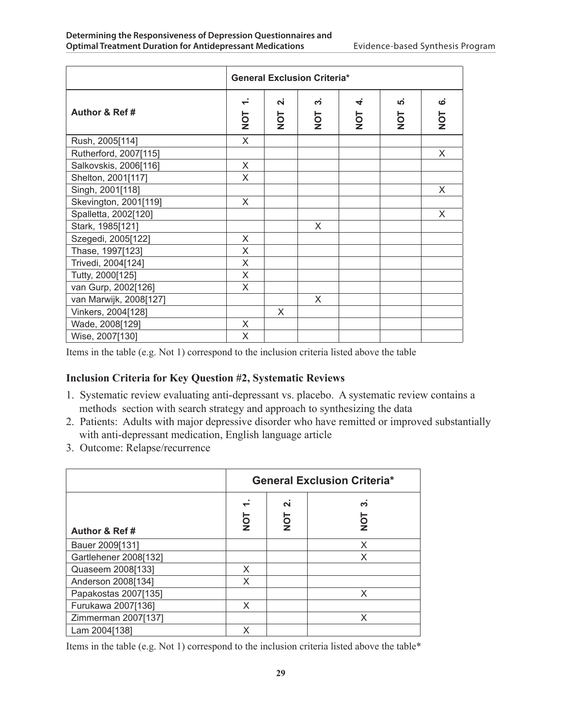| Author & Ref # | General Exclusion Criteria* | | | | | |
|---|---|---|---|---|---|---|
| | NOT 1. | NOT 2. | NOT 3. | NOT 4. | NOT 5. | NOT 6. |
| Rush, 2005[114] | X | | | | | |
| Rutherford, 2007[115] | | | | | | X |
| Salkovskis, 2006[116] | X | | | | | |
| Shelton, 2001[117] | X | | | | | |
| Singh, 2001[118] | | | | | | X |
| Skevington, 2001[119] | X | | | | | |
| Spalletta, 2002[120] | | | | | | X |
| Stark, 1985[121] | | | X | | | |
| Szegedi, 2005[122] | X | | | | | |
| Thase, 1997[123] | X | | | | | |
| Trivedi, 2004[124] | X | | | | | |
| Tutty, 2000[125] | X | | | | | |
| van Gurp, 2002[126] | X | | | | | |
| van Marwijk, 2008[127] | | | X | | | |
| Vinkers, 2004[128] | | X | | | | |
| Wade, 2008[129] | X | | | | | |
| Wise, 2007[130] | X | | | | | |

Items in the table (e.g. Not 1) correspond to the inclusion criteria listed above the table

### Inclusion Criteria for Key Question #2, Systematic Reviews

1. Systematic review evaluating anti-depressant vs. placebo. A systematic review contains a methods section with search strategy and approach to synthesizing the data
2. Patients: Adults with major depressive disorder who have remitted or improved substantially with anti-depressant medication, English language article
3. Outcome: Relapse/recurrence

| Author & Ref # | General Exclusion Criteria* | | |
|---|---|---|---|
| | NOT 1. | NOT 2. | NOT 3. |
| Bauer 2009[131] | | | X |
| Gartlehener 2008[132] | | | X |
| Quaseem 2008[133] | X | | |
| Anderson 2008[134] | X | | |
| Papakostas 2007[135] | | | X |
| Furukawa 2007[136] | X | | |
| Zimmerman 2007[137] | | | X |
| Lam 2004[138] | X | | |

Items in the table (e.g. Not 1) correspond to the inclusion criteria listed above the table*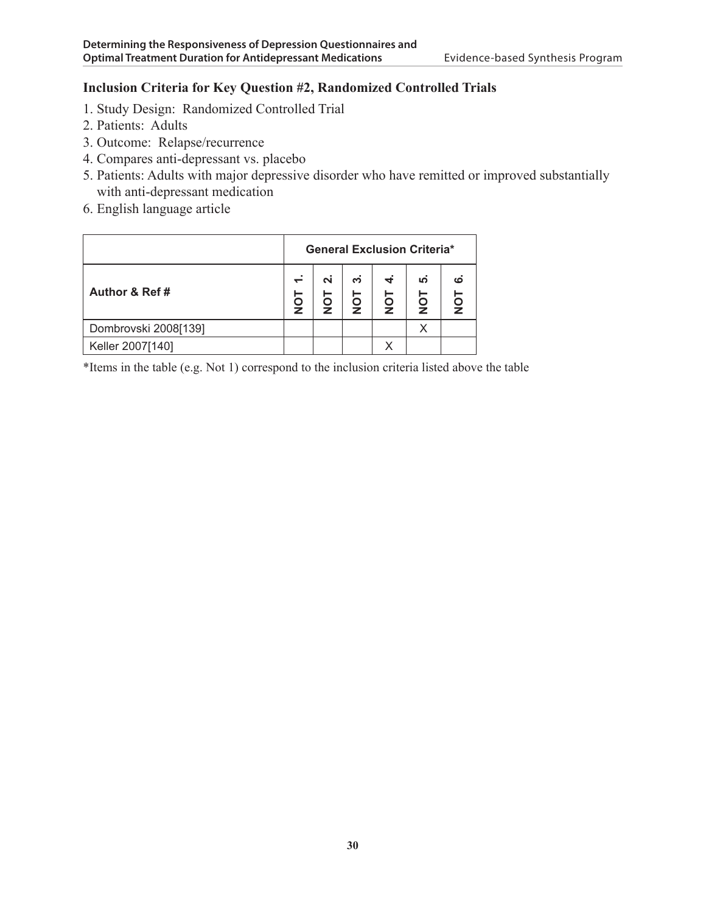### Inclusion Criteria for Key Question #2, Randomized Controlled Trials

1. Study Design: Randomized Controlled Trial
2. Patients: Adults
3. Outcome: Relapse/recurrence
4. Compares anti-depressant vs. placebo
5. Patients: Adults with major depressive disorder who have remitted or improved substantially with anti-depressant medication
6. English language article

| | General Exclusion Criteria* | | | | | |
|---|---|---|---|---|---|---|
| **Author & Ref #** | **NOT 1.** | **NOT 2.** | **NOT 3.** | **NOT 4.** | **NOT 5.** | **NOT 6.** |
| Dombrovski 2008[139] | | | | | X | |
| Keller 2007[140] | | | | X | | |

*Items in the table (e.g. Not 1) correspond to the inclusion criteria listed above the table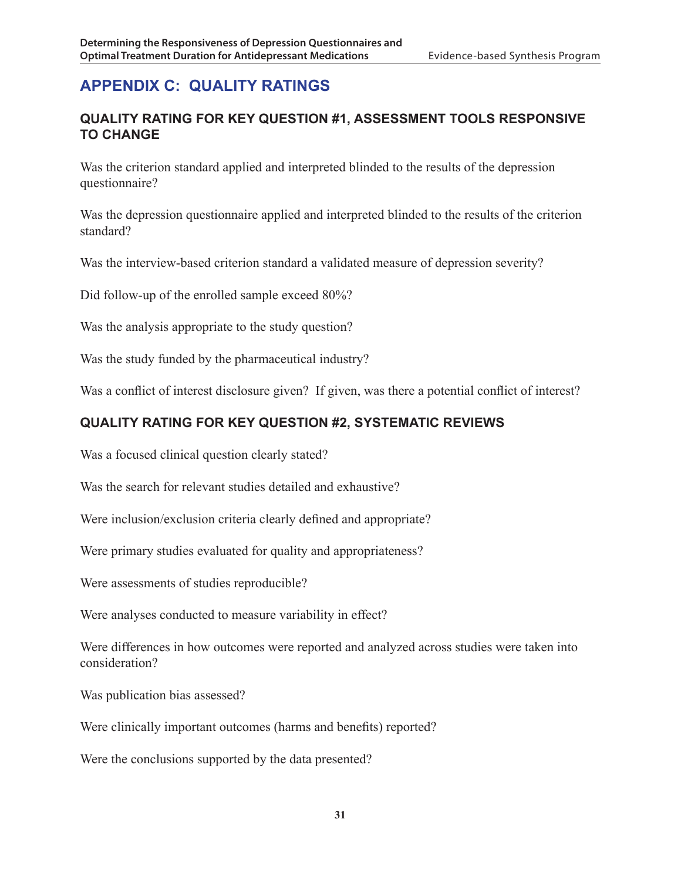# APPENDIX C: QUALITY RATINGS

## QUALITY RATING FOR KEY QUESTION #1, ASSESSMENT TOOLS RESPONSIVE TO CHANGE

Was the criterion standard applied and interpreted blinded to the results of the depression questionnaire?

Was the depression questionnaire applied and interpreted blinded to the results of the criterion standard?

Was the interview-based criterion standard a validated measure of depression severity?

Did follow-up of the enrolled sample exceed 80%?

Was the analysis appropriate to the study question?

Was the study funded by the pharmaceutical industry?

Was a conflict of interest disclosure given? If given, was there a potential conflict of interest?

## QUALITY RATING FOR KEY QUESTION #2, SYSTEMATIC REVIEWS

Was a focused clinical question clearly stated?

Was the search for relevant studies detailed and exhaustive?

Were inclusion/exclusion criteria clearly defined and appropriate?

Were primary studies evaluated for quality and appropriateness?

Were assessments of studies reproducible?

Were analyses conducted to measure variability in effect?

Were differences in how outcomes were reported and analyzed across studies were taken into consideration?

Was publication bias assessed?

Were clinically important outcomes (harms and benefits) reported?

Were the conclusions supported by the data presented?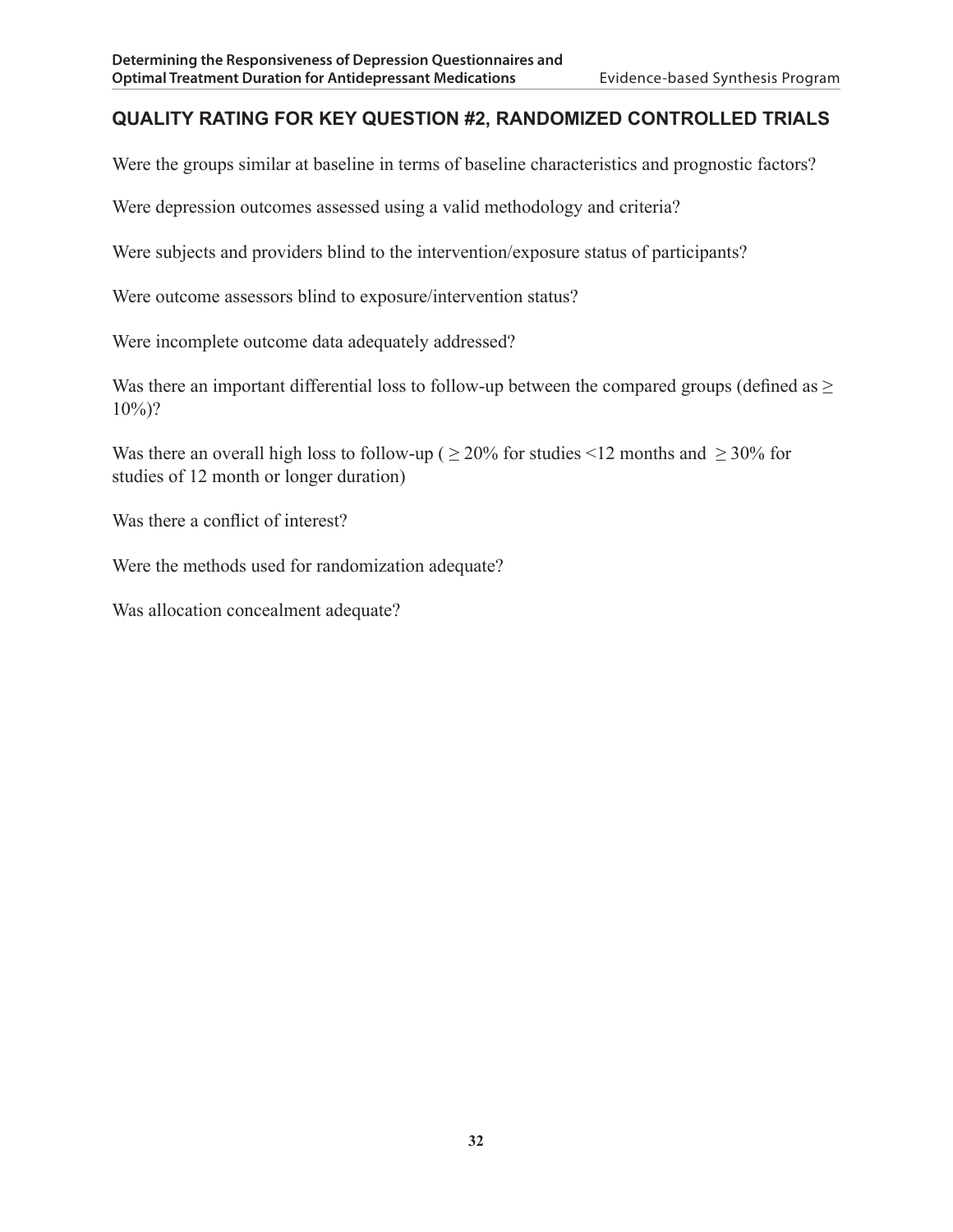## QUALITY RATING FOR KEY QUESTION #2, RANDOMIZED CONTROLLED TRIALS

Were the groups similar at baseline in terms of baseline characteristics and prognostic factors?

Were depression outcomes assessed using a valid methodology and criteria?

Were subjects and providers blind to the intervention/exposure status of participants?

Were outcome assessors blind to exposure/intervention status?

Were incomplete outcome data adequately addressed?

Was there an important differential loss to follow-up between the compared groups (defined as ≥ 10%)?

Was there an overall high loss to follow-up ( ≥ 20% for studies <12 months and ≥ 30% for studies of 12 month or longer duration)

Was there a conflict of interest?

Were the methods used for randomization adequate?

Was allocation concealment adequate?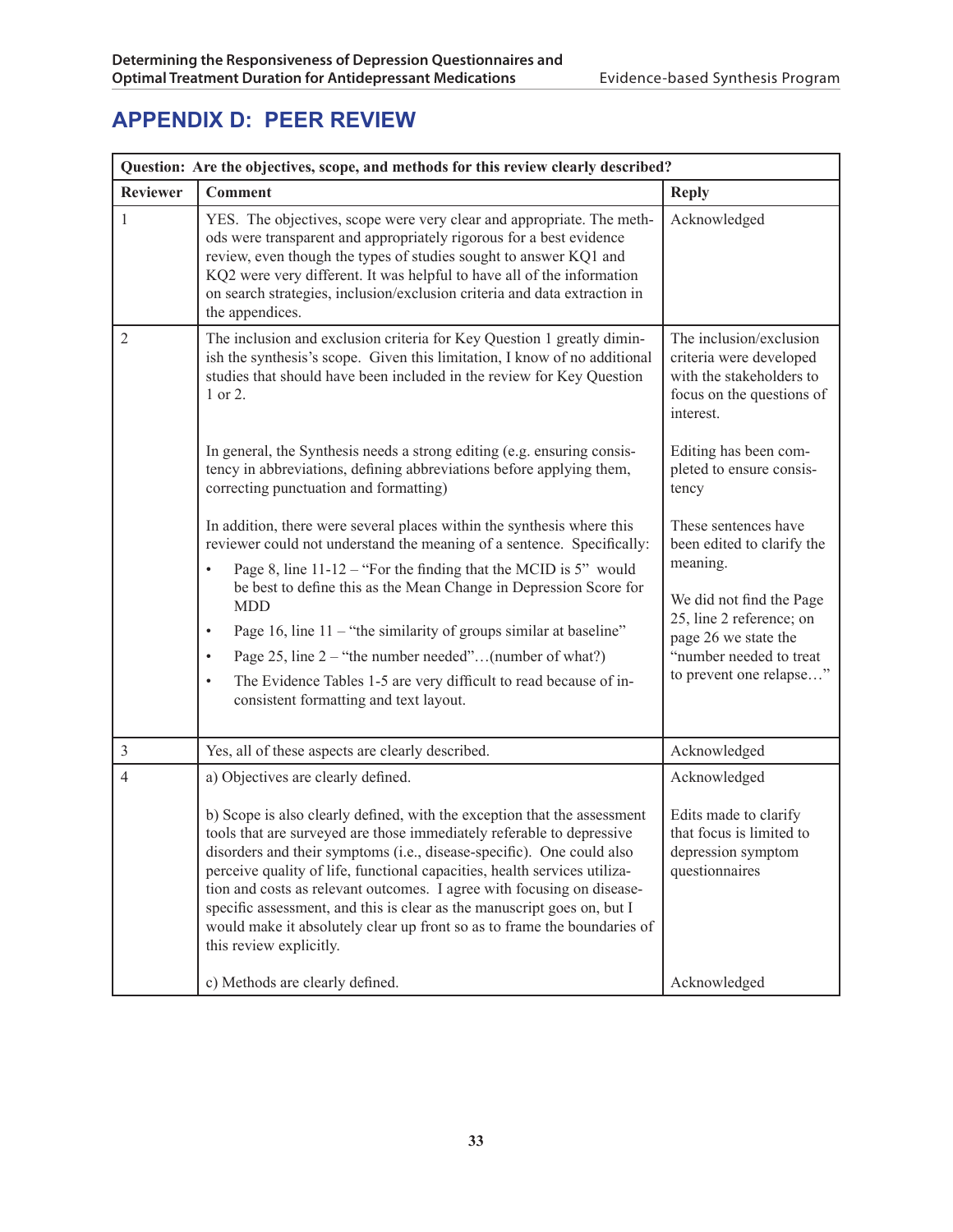# APPENDIX D: PEER REVIEW

| Question: Are the objectives, scope, and methods for this review clearly described? | | |
|---|---|---|
| **Reviewer** | **Comment** | **Reply** |
| 1 | YES. The objectives, scope were very clear and appropriate. The methods were transparent and appropriately rigorous for a best evidence review, even though the types of studies sought to answer KQ1 and KQ2 were very different. It was helpful to have all of the information on search strategies, inclusion/exclusion criteria and data extraction in the appendices. | Acknowledged |
| 2 | The inclusion and exclusion criteria for Key Question 1 greatly diminish the synthesis's scope. Given this limitation, I know of no additional studies that should have been included in the review for Key Question 1 or 2. | The inclusion/exclusion criteria were developed with the stakeholders to focus on the questions of interest. |
| | In general, the Synthesis needs a strong editing (e.g. ensuring consistency in abbreviations, defining abbreviations before applying them, correcting punctuation and formatting) | Editing has been completed to ensure consistency |
| | In addition, there were several places within the synthesis where this reviewer could not understand the meaning of a sentence. Specifically:<br>• Page 8, line 11-12 – "For the finding that the MCID is 5" would be best to define this as the Mean Change in Depression Score for MDD<br>• Page 16, line 11 – "the similarity of groups similar at baseline"<br>• Page 25, line 2 – "the number needed"…(number of what?)<br>• The Evidence Tables 1-5 are very difficult to read because of inconsistent formatting and text layout. | These sentences have been edited to clarify the meaning.<br><br>We did not find the Page 25, line 2 reference; on page 26 we state the "number needed to treat to prevent one relapse…" |
| 3 | Yes, all of these aspects are clearly described. | Acknowledged |
| 4 | a) Objectives are clearly defined. | Acknowledged |
| | b) Scope is also clearly defined, with the exception that the assessment tools that are surveyed are those immediately referable to depressive disorders and their symptoms (i.e., disease-specific). One could also perceive quality of life, functional capacities, health services utilization and costs as relevant outcomes. I agree with focusing on disease-specific assessment, and this is clear as the manuscript goes on, but I would make it absolutely clear up front so as to frame the boundaries of this review explicitly. | Edits made to clarify that focus is limited to depression symptom questionnaires |
| | c) Methods are clearly defined. | Acknowledged |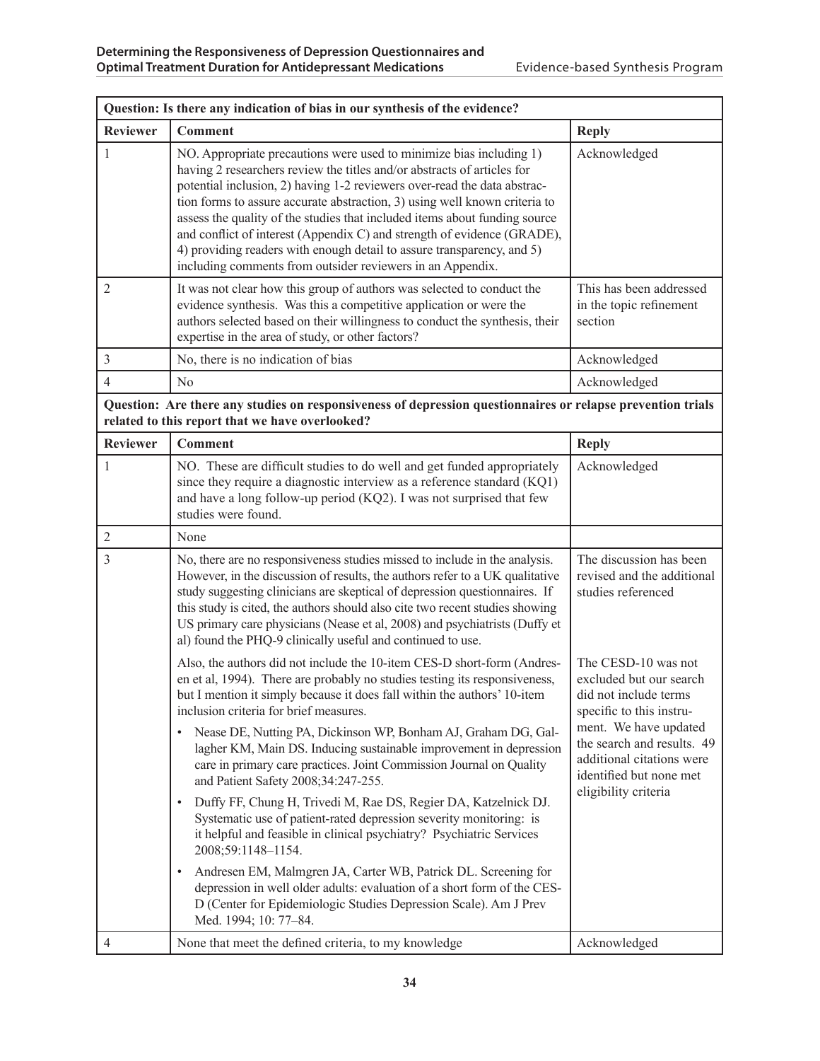| Question: Is there any indication of bias in our synthesis of the evidence? | | |
|---|---|---|
| **Reviewer** | **Comment** | **Reply** |
| 1 | NO. Appropriate precautions were used to minimize bias including 1) having 2 researchers review the titles and/or abstracts of articles for potential inclusion, 2) having 1-2 reviewers over-read the data abstraction forms to assure accurate abstraction, 3) using well known criteria to assess the quality of the studies that included items about funding source and conflict of interest (Appendix C) and strength of evidence (GRADE), 4) providing readers with enough detail to assure transparency, and 5) including comments from outsider reviewers in an Appendix. | Acknowledged |
| 2 | It was not clear how this group of authors was selected to conduct the evidence synthesis. Was this a competitive application or were the authors selected based on their willingness to conduct the synthesis, their expertise in the area of study, or other factors? | This has been addressed in the topic refinement section |
| 3 | No, there is no indication of bias | Acknowledged |
| 4 | No | Acknowledged |
| **Question: Are there any studies on responsiveness of depression questionnaires or relapse prevention trials related to this report that we have overlooked?** | | |
| **Reviewer** | **Comment** | **Reply** |
| 1 | NO. These are difficult studies to do well and get funded appropriately since they require a diagnostic interview as a reference standard (KQ1) and have a long follow-up period (KQ2). I was not surprised that few studies were found. | Acknowledged |
| 2 | None | |
| 3 | No, there are no responsiveness studies missed to include in the analysis. However, in the discussion of results, the authors refer to a UK qualitative study suggesting clinicians are skeptical of depression questionnaires. If this study is cited, the authors should also cite two recent studies showing US primary care physicians (Nease et al, 2008) and psychiatrists (Duffy et al) found the PHQ-9 clinically useful and continued to use. | The discussion has been revised and the additional studies referenced |
| | Also, the authors did not include the 10-item CES-D short-form (Andresen et al, 1994). There are probably no studies testing its responsiveness, but I mention it simply because it does fall within the authors' 10-item inclusion criteria for brief measures.<br>• Nease DE, Nutting PA, Dickinson WP, Bonham AJ, Graham DG, Gallagher KM, Main DS. Inducing sustainable improvement in depression care in primary care practices. Joint Commission Journal on Quality and Patient Safety 2008;34:247-255.<br>• Duffy FF, Chung H, Trivedi M, Rae DS, Regier DA, Katzelnick DJ. Systematic use of patient-rated depression severity monitoring: is it helpful and feasible in clinical psychiatry? Psychiatric Services 2008;59:1148–1154.<br>• Andresen EM, Malmgren JA, Carter WB, Patrick DL. Screening for depression in well older adults: evaluation of a short form of the CES-D (Center for Epidemiologic Studies Depression Scale). Am J Prev Med. 1994; 10: 77–84. | The CESD-10 was not excluded but our search did not include terms specific to this instrument. We have updated the search and results. 49 additional citations were identified but none met eligibility criteria |
| 4 | None that meet the defined criteria, to my knowledge | Acknowledged |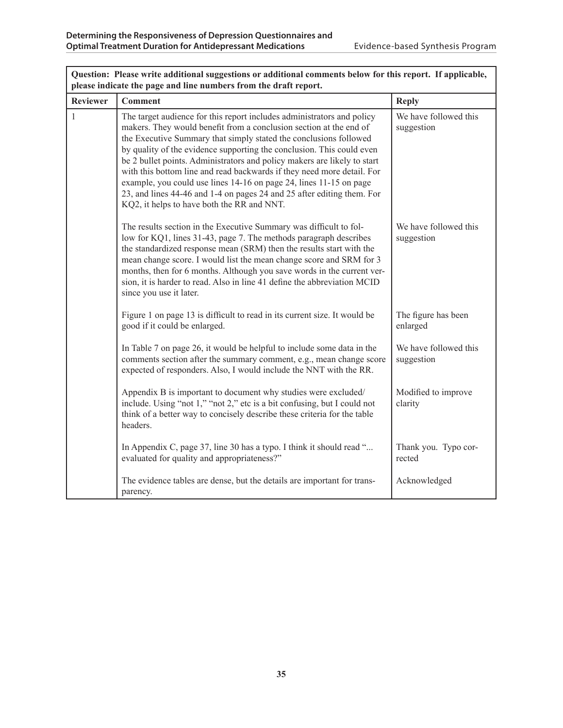| Question: Please write additional suggestions or additional comments below for this report. If applicable, please indicate the page and line numbers from the draft report. | | |
|---|---|---|
| **Reviewer** | **Comment** | **Reply** |
| 1 | The target audience for this report includes administrators and policy makers. They would benefit from a conclusion section at the end of the Executive Summary that simply stated the conclusions followed by quality of the evidence supporting the conclusion. This could even be 2 bullet points. Administrators and policy makers are likely to start with this bottom line and read backwards if they need more detail. For example, you could use lines 14-16 on page 24, lines 11-15 on page 23, and lines 44-46 and 1-4 on pages 24 and 25 after editing them. For KQ2, it helps to have both the RR and NNT. | We have followed this suggestion |
| | The results section in the Executive Summary was difficult to follow for KQ1, lines 31-43, page 7. The methods paragraph describes the standardized response mean (SRM) then the results start with the mean change score. I would list the mean change score and SRM for 3 months, then for 6 months. Although you save words in the current version, it is harder to read. Also in line 41 define the abbreviation MCID since you use it later. | We have followed this suggestion |
| | Figure 1 on page 13 is difficult to read in its current size. It would be good if it could be enlarged. | The figure has been enlarged |
| | In Table 7 on page 26, it would be helpful to include some data in the comments section after the summary comment, e.g., mean change score expected of responders. Also, I would include the NNT with the RR. | We have followed this suggestion |
| | Appendix B is important to document why studies were excluded/include. Using "not 1," "not 2," etc is a bit confusing, but I could not think of a better way to concisely describe these criteria for the table headers. | Modified to improve clarity |
| | In Appendix C, page 37, line 30 has a typo. I think it should read "... evaluated for quality and appropriateness?" | Thank you. Typo corrected |
| | The evidence tables are dense, but the details are important for transparency. | Acknowledged |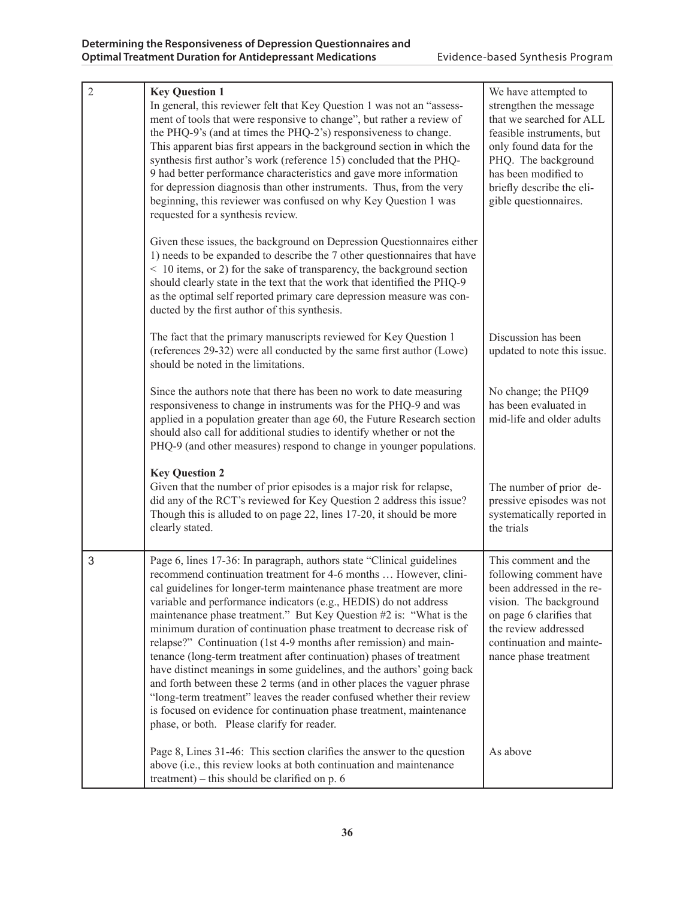| | | |
|---|---|---|
| 2 | **Key Question 1**<br>In general, this reviewer felt that Key Question 1 was not an "assessment of tools that were responsive to change", but rather a review of the PHQ-9's (and at times the PHQ-2's) responsiveness to change. This apparent bias first appears in the background section in which the synthesis first author's work (reference 15) concluded that the PHQ-9 had better performance characteristics and gave more information for depression diagnosis than other instruments. Thus, from the very beginning, this reviewer was confused on why Key Question 1 was requested for a synthesis review.<br><br>Given these issues, the background on Depression Questionnaires either 1) needs to be expanded to describe the 7 other questionnaires that have < 10 items, or 2) for the sake of transparency, the background section should clearly state in the text that the work that identified the PHQ-9 as the optimal self reported primary care depression measure was conducted by the first author of this synthesis. | We have attempted to strengthen the message that we searched for ALL feasible instruments, but only found data for the PHQ. The background has been modified to briefly describe the eligible questionnaires. |
| | The fact that the primary manuscripts reviewed for Key Question 1 (references 29-32) were all conducted by the same first author (Lowe) should be noted in the limitations. | Discussion has been updated to note this issue. |
| | Since the authors note that there has been no work to date measuring responsiveness to change in instruments was for the PHQ-9 and was applied in a population greater than age 60, the Future Research section should also call for additional studies to identify whether or not the PHQ-9 (and other measures) respond to change in younger populations. | No change; the PHQ9 has been evaluated in mid-life and older adults |
| | **Key Question 2**<br>Given that the number of prior episodes is a major risk for relapse, did any of the RCT's reviewed for Key Question 2 address this issue? Though this is alluded to on page 22, lines 17-20, it should be more clearly stated. | The number of prior depressive episodes was not systematically reported in the trials |
| 3 | Page 6, lines 17-36: In paragraph, authors state "Clinical guidelines recommend continuation treatment for 4-6 months … However, clinical guidelines for longer-term maintenance phase treatment are more variable and performance indicators (e.g., HEDIS) do not address maintenance phase treatment." But Key Question #2 is: "What is the minimum duration of continuation phase treatment to decrease risk of relapse?" Continuation (1st 4-9 months after remission) and maintenance (long-term treatment after continuation) phases of treatment have distinct meanings in some guidelines, and the authors' going back and forth between these 2 terms (and in other places the vaguer phrase "long-term treatment" leaves the reader confused whether their review is focused on evidence for continuation phase treatment, maintenance phase, or both. Please clarify for reader. | This comment and the following comment have been addressed in the revision. The background on page 6 clarifies that the review addressed continuation and maintenance phase treatment |
| | Page 8, Lines 31-46: This section clarifies the answer to the question above (i.e., this review looks at both continuation and maintenance treatment) – this should be clarified on p. 6 | As above |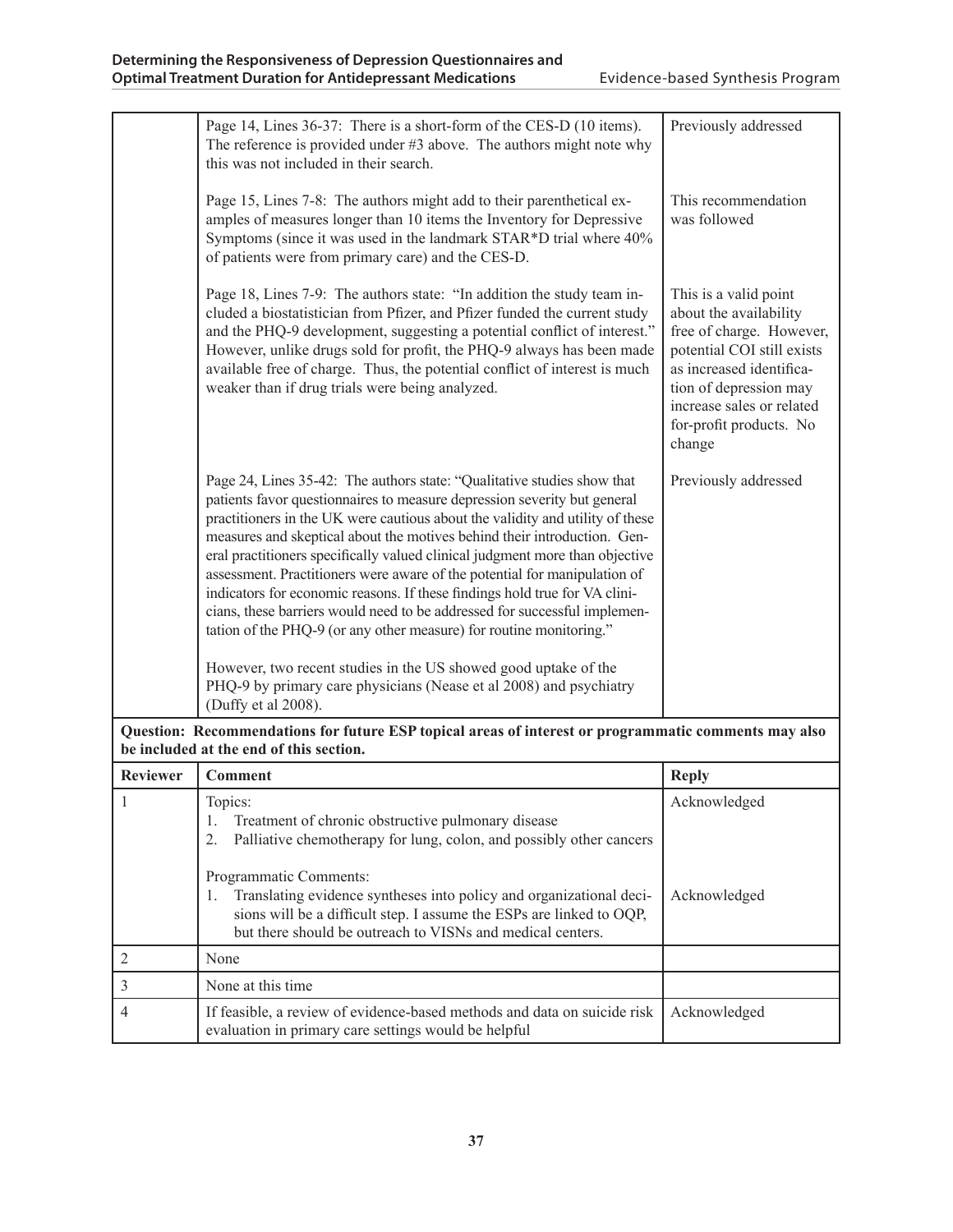| Reviewer | Comment | Reply |
|---|---|---|
| | Page 14, Lines 36-37: There is a short-form of the CES-D (10 items). The reference is provided under #3 above. The authors might note why this was not included in their search. | Previously addressed |
| | Page 15, Lines 7-8: The authors might add to their parenthetical examples of measures longer than 10 items the Inventory for Depressive Symptoms (since it was used in the landmark STAR*D trial where 40% of patients were from primary care) and the CES-D. | This recommendation was followed |
| | Page 18, Lines 7-9: The authors state: "In addition the study team included a biostatistician from Pfizer, and Pfizer funded the current study and the PHQ-9 development, suggesting a potential conflict of interest." However, unlike drugs sold for profit, the PHQ-9 always has been made available free of charge. Thus, the potential conflict of interest is much weaker than if drug trials were being analyzed. | This is a valid point about the availability free of charge. However, potential COI still exists as increased identification of depression may increase sales or related for-profit products. No change |
| | Page 24, Lines 35-42: The authors state: "Qualitative studies show that patients favor questionnaires to measure depression severity but general practitioners in the UK were cautious about the validity and utility of these measures and skeptical about the motives behind their introduction. General practitioners specifically valued clinical judgment more than objective assessment. Practitioners were aware of the potential for manipulation of indicators for economic reasons. If these findings hold true for VA clinicians, these barriers would need to be addressed for successful implementation of the PHQ-9 (or any other measure) for routine monitoring."<br><br>However, two recent studies in the US showed good uptake of the PHQ-9 by primary care physicians (Nease et al 2008) and psychiatry (Duffy et al 2008). | Previously addressed |

**Question: Recommendations for future ESP topical areas of interest or programmatic comments may also be included at the end of this section.**

| Reviewer | Comment | Reply |
|---|---|---|
| 1 | Topics:<br>1. Treatment of chronic obstructive pulmonary disease<br>2. Palliative chemotherapy for lung, colon, and possibly other cancers | Acknowledged |
| | Programmatic Comments:<br>1. Translating evidence syntheses into policy and organizational decisions will be a difficult step. I assume the ESPs are linked to OQP, but there should be outreach to VISNs and medical centers. | Acknowledged |
| 2 | None | |
| 3 | None at this time | |
| 4 | If feasible, a review of evidence-based methods and data on suicide risk evaluation in primary care settings would be helpful | Acknowledged |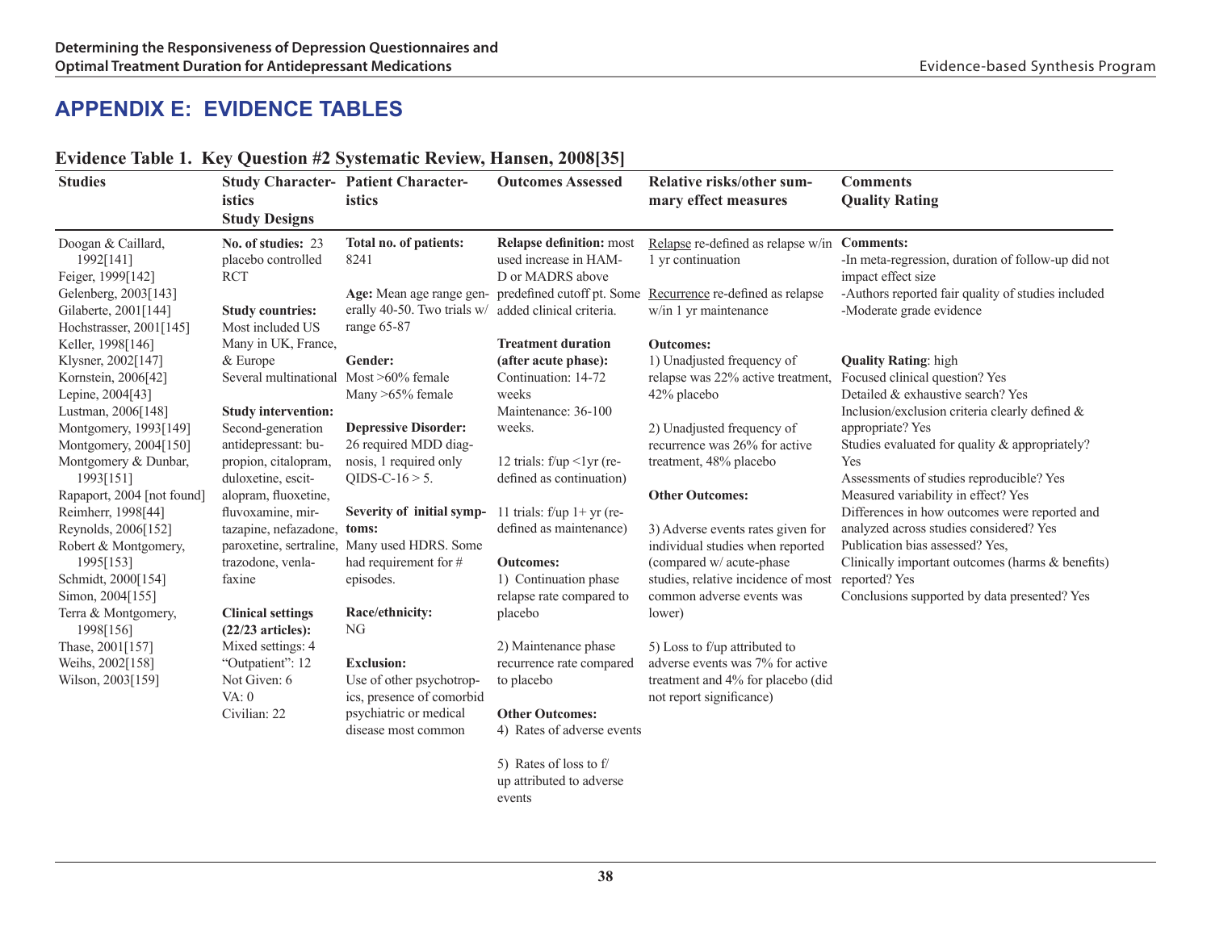# APPENDIX E: EVIDENCE TABLES

**Evidence Table 1. Key Question #2 Systematic Review, Hansen, 2008[35]**

| Studies | Study Characteristics<br>Study Designs | Patient Characteristics | Outcomes Assessed | Relative risks/other summary effect measures | Comments<br>Quality Rating |
|---|---|---|---|---|---|
| Doogan & Caillard, 1992[141]<br>Feiger, 1999[142]<br>Gelenberg, 2003[143]<br>Gilaberte, 2001[144]<br>Hochstrasser, 2001[145]<br>Keller, 1998[146]<br>Klysner, 2002[147]<br>Kornstein, 2006[42]<br>Lepine, 2004[43]<br>Lustman, 2006[148]<br>Montgomery, 1993[149]<br>Montgomery, 2004[150]<br>Montgomery & Dunbar, 1993[151]<br>Rapaport, 2004 [not found]<br>Reimherr, 1998[44]<br>Reynolds, 2006[152]<br>Robert & Montgomery, 1995[153]<br>Schmidt, 2000[154]<br>Simon, 2004[155]<br>Terra & Montgomery, 1998[156]<br>Thase, 2001[157]<br>Weihs, 2002[158]<br>Wilson, 2003[159] | **No. of studies:** 23 placebo controlled RCT<br><br>**Study countries:** Most included US Many in UK, France, & Europe Several multinational<br><br>**Study intervention:** Second-generation antidepressant: bupropion, citalopram, duloxetine, escitalopram, fluoxetine, fluvoxamine, mirtazapine, nefazadone, paroxetine, sertraline, trazodone, venlafaxine<br><br>**Clinical settings (22/23 articles):** Mixed settings: 4 "Outpatient": 12 Not Given: 6 VA: 0 Civilian: 22 | **Total no. of patients:** 8241<br><br>**Age:** Mean age range generally 40-50. Two trials w/ range 65-87<br><br>**Gender:** Most >60% female Many >65% female<br><br>**Depressive Disorder:** 26 required MDD diagnosis, 1 required only QIDS-C-16 > 5.<br><br>**Severity of initial symptoms:** Many used HDRS. Some had requirement for # episodes.<br><br>**Race/ethnicity:** NG<br><br>**Exclusion:** Use of other psychotropics, presence of comorbid psychiatric or medical disease most common | **Relapse definition:** most used increase in HAM-D or MADRS above predefined cutoff pt. Some added clinical criteria.<br><br>**Treatment duration (after acute phase):** Continuation: 14-72 weeks Maintenance: 36-100 weeks.<br><br>12 trials: f/up <1yr (re-defined as continuation)<br><br>11 trials: f/up 1+ yr (re-defined as maintenance)<br><br>**Outcomes:**<br>1) Continuation phase relapse rate compared to placebo<br><br>2) Maintenance phase recurrence rate compared to placebo<br><br>**Other Outcomes:**<br>4) Rates of adverse events<br><br>5) Rates of loss to f/up attributed to adverse events | Relapse re-defined as relapse w/in 1 yr continuation<br><br>Recurrence re-defined as relapse w/in 1 yr maintenance<br><br>**Outcomes:**<br>1) Unadjusted frequency of relapse was 22% active treatment, 42% placebo<br><br>2) Unadjusted frequency of recurrence was 26% for active treatment, 48% placebo<br><br>**Other Outcomes:**<br><br>3) Adverse events rates given for individual studies when reported (compared w/ acute-phase studies, relative incidence of most common adverse events was lower)<br><br>5) Loss to f/up attributed to adverse events was 7% for active treatment and 4% for placebo (did not report significance) | **Comments:**<br>-In meta-regression, duration of follow-up did not impact effect size<br>-Authors reported fair quality of studies included<br>-Moderate grade evidence<br><br>**Quality Rating**: high<br>Focused clinical question? Yes<br>Detailed & exhaustive search? Yes<br>Inclusion/exclusion criteria clearly defined & appropriate? Yes<br>Studies evaluated for quality & appropriately? Yes<br>Assessments of studies reproducible? Yes<br>Measured variability in effect? Yes<br>Differences in how outcomes were reported and analyzed across studies considered? Yes<br>Publication bias assessed? Yes,<br>Clinically important outcomes (harms & benefits) reported? Yes<br>Conclusions supported by data presented? Yes |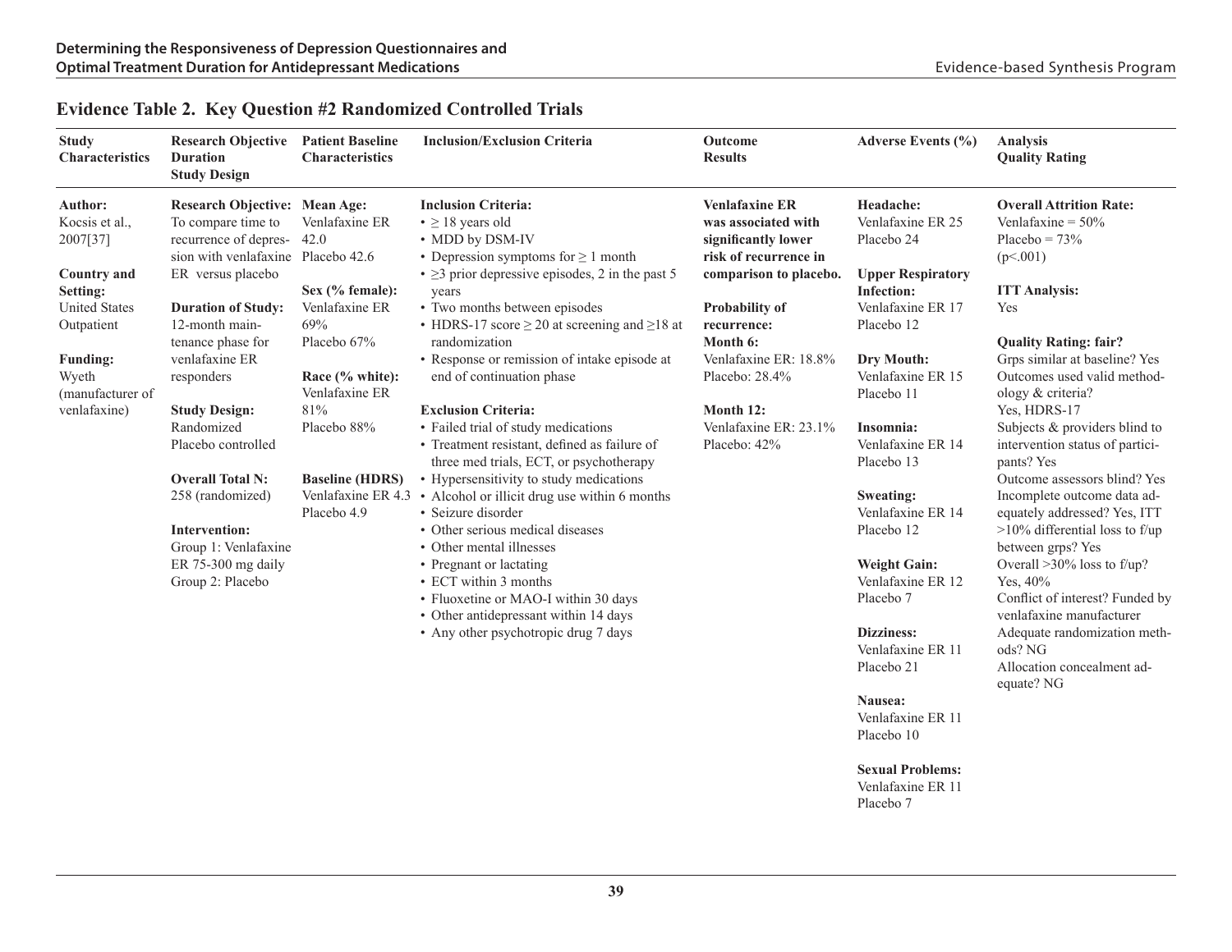## Evidence Table 2. Key Question #2 Randomized Controlled Trials

| Study Characteristics | Research Objective<br>Duration<br>Study Design | Patient Baseline Characteristics | Inclusion/Exclusion Criteria | Outcome Results | Adverse Events (%) | Analysis<br>Quality Rating |
|---|---|---|---|---|---|---|
| **Author:**<br>Kocsis et al., 2007[37]<br><br>**Country and Setting:**<br>United States<br>Outpatient<br><br>**Funding:**<br>Wyeth (manufacturer of venlafaxine) | **Research Objective:** To compare time to recurrence of depression with venlafaxine ER versus placebo<br><br>**Duration of Study:**<br>12-month maintenance phase for venlafaxine ER responders<br><br>**Study Design:**<br>Randomized<br>Placebo controlled<br><br>**Overall Total N:**<br>258 (randomized)<br><br>**Intervention:**<br>Group 1: Venlafaxine ER 75-300 mg daily<br>Group 2: Placebo | **Mean Age:**<br>Venlafaxine ER 42.0<br>Placebo 42.6<br><br>**Sex (% female):**<br>Venlafaxine ER 69%<br>Placebo 67%<br><br>**Race (% white):**<br>Venlafaxine ER 81%<br>Placebo 88%<br><br>**Baseline (HDRS)**<br>Venlafaxine ER 4.3<br>Placebo 4.9 | **Inclusion Criteria:**<br>• ≥ 18 years old<br>• MDD by DSM-IV<br>• Depression symptoms for ≥ 1 month<br>• ≥3 prior depressive episodes, 2 in the past 5 years<br>• Two months between episodes<br>• HDRS-17 score ≥ 20 at screening and ≥18 at randomization<br>• Response or remission of intake episode at end of continuation phase<br><br>**Exclusion Criteria:**<br>• Failed trial of study medications<br>• Treatment resistant, defined as failure of three med trials, ECT, or psychotherapy<br>• Hypersensitivity to study medications<br>• Alcohol or illicit drug use within 6 months<br>• Seizure disorder<br>• Other serious medical diseases<br>• Other mental illnesses<br>• Pregnant or lactating<br>• ECT within 3 months<br>• Fluoxetine or MAO-I within 30 days<br>• Other antidepressant within 14 days<br>• Any other psychotropic drug 7 days | **Venlafaxine ER was associated with significantly lower risk of recurrence in comparison to placebo.**<br><br>**Probability of recurrence:**<br>**Month 6:**<br>Venlafaxine ER: 18.8%<br>Placebo: 28.4%<br><br>**Month 12:**<br>Venlafaxine ER: 23.1%<br>Placebo: 42% | **Headache:**<br>Venlafaxine ER 25<br>Placebo 24<br><br>**Upper Respiratory Infection:**<br>Venlafaxine ER 17<br>Placebo 12<br><br>**Dry Mouth:**<br>Venlafaxine ER 15<br>Placebo 11<br><br>**Insomnia:**<br>Venlafaxine ER 14<br>Placebo 13<br><br>**Sweating:**<br>Venlafaxine ER 14<br>Placebo 12<br><br>**Weight Gain:**<br>Venlafaxine ER 12<br>Placebo 7<br><br>**Dizziness:**<br>Venlafaxine ER 11<br>Placebo 21<br><br>**Nausea:**<br>Venlafaxine ER 11<br>Placebo 10<br><br>**Sexual Problems:**<br>Venlafaxine ER 11<br>Placebo 7 | **Overall Attrition Rate:**<br>Venlafaxine = 50%<br>Placebo = 73%<br>(p<.001)<br><br>**ITT Analysis:**<br>Yes<br><br>**Quality Rating: fair?**<br>Grps similar at baseline? Yes<br>Outcomes used valid methodology & criteria?<br>Yes, HDRS-17<br>Subjects & providers blind to intervention status of participants? Yes<br>Outcome assessors blind? Yes<br>Incomplete outcome data adequately addressed? Yes, ITT<br>>10% differential loss to f/up between grps? Yes<br>Overall >30% loss to f/up? Yes, 40%<br>Conflict of interest? Funded by venlafaxine manufacturer<br>Adequate randomization methods? NG<br>Allocation concealment adequate? NG |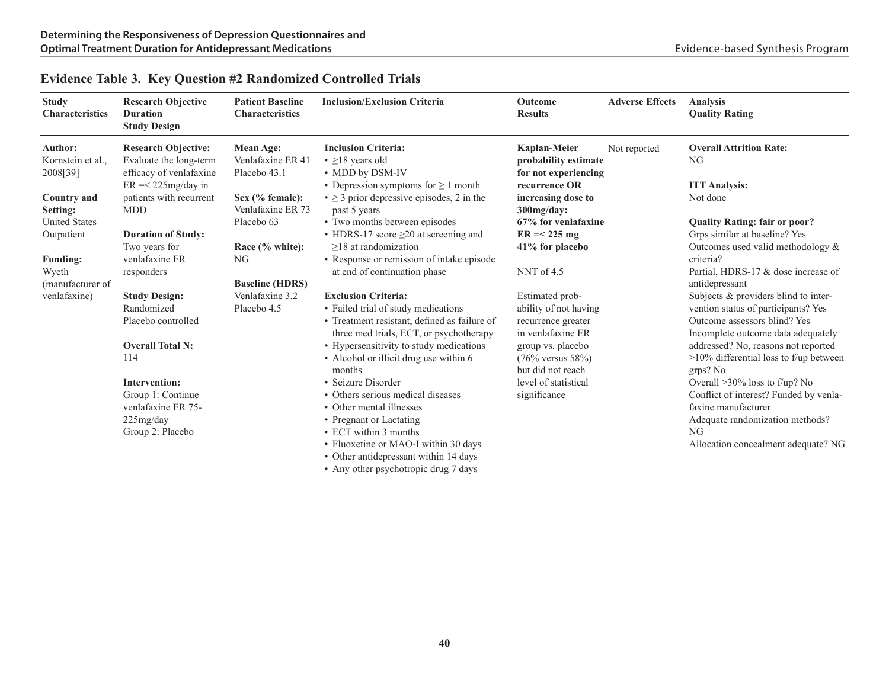## Evidence Table 3. Key Question #2 Randomized Controlled Trials

| Study Characteristics | Research Objective Duration Study Design | Patient Baseline Characteristics | Inclusion/Exclusion Criteria | Outcome Results | Adverse Effects | Analysis Quality Rating |
|---|---|---|---|---|---|---|
| **Author:** Kornstein et al., 2008[39]<br><br>**Country and Setting:** United States Outpatient<br><br>**Funding:** Wyeth (manufacturer of venlafaxine) | **Research Objective:** Evaluate the long-term efficacy of venlafaxine ER =< 225mg/day in patients with recurrent MDD<br><br>**Duration of Study:** Two years for venlafaxine ER responders<br><br>**Study Design:** Randomized Placebo controlled<br><br>**Overall Total N:** 114<br><br>**Intervention:** Group 1: Continue venlafaxine ER 75-225mg/day<br>Group 2: Placebo | **Mean Age:** Venlafaxine ER 41 Placebo 43.1<br><br>**Sex (% female):** Venlafaxine ER 73 Placebo 63<br><br>**Race (% white):** NG<br><br>**Baseline (HDRS)** Venlafaxine 3.2 Placebo 4.5 | **Inclusion Criteria:**<br>• ≥18 years old<br>• MDD by DSM-IV<br>• Depression symptoms for ≥ 1 month<br>• ≥ 3 prior depressive episodes, 2 in the past 5 years<br>• Two months between episodes<br>• HDRS-17 score ≥20 at screening and ≥18 at randomization<br>• Response or remission of intake episode at end of continuation phase<br><br>**Exclusion Criteria:**<br>• Failed trial of study medications<br>• Treatment resistant, defined as failure of three med trials, ECT, or psychotherapy<br>• Hypersensitivity to study medications<br>• Alcohol or illicit drug use within 6 months<br>• Seizure Disorder<br>• Others serious medical diseases<br>• Other mental illnesses<br>• Pregnant or Lactating<br>• ECT within 3 months<br>• Fluoxetine or MAO-I within 30 days<br>• Other antidepressant within 14 days<br>• Any other psychotropic drug 7 days | **Kaplan-Meier probability estimate for not experiencing recurrence OR increasing dose to 300mg/day: 67% for venlafaxine ER =< 225 mg 41% for placebo**<br><br>NNT of 4.5<br><br>Estimated probability of not having recurrence greater in venlafaxine ER group vs. placebo (76% versus 58%) but did not reach level of statistical significance | Not reported | **Overall Attrition Rate:** NG<br><br>**ITT Analysis:** Not done<br><br>**Quality Rating: fair or poor?**<br>Grps similar at baseline? Yes<br>Outcomes used valid methodology & criteria?<br>Partial, HDRS-17 & dose increase of antidepressant<br>Subjects & providers blind to intervention status of participants? Yes<br>Outcome assessors blind? Yes<br>Incomplete outcome data adequately addressed? No, reasons not reported<br>>10% differential loss to f/up between grps? No<br>Overall >30% loss to f/up? No<br>Conflict of interest? Funded by venlafaxine manufacturer<br>Adequate randomization methods? NG<br>Allocation concealment adequate? NG |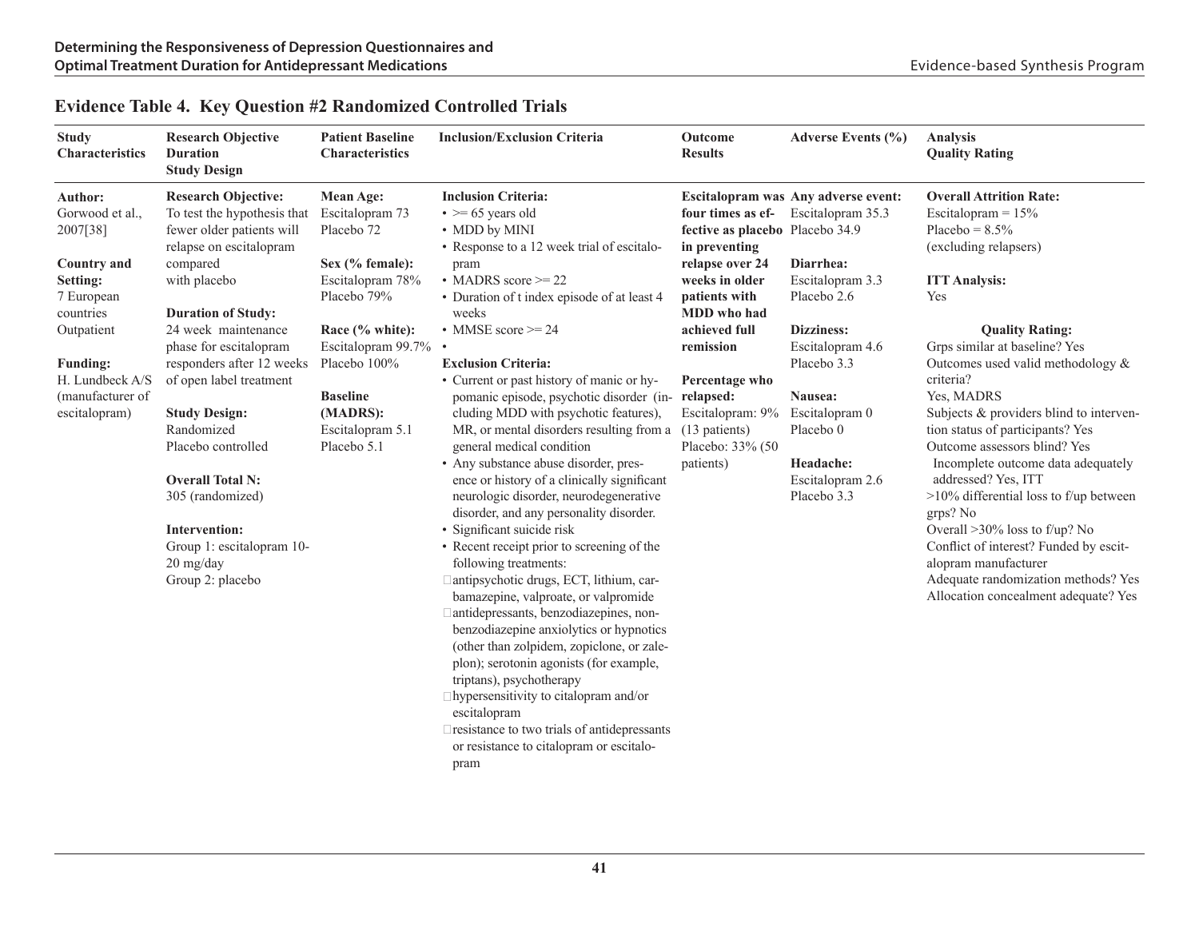## Evidence Table 4. Key Question #2 Randomized Controlled Trials

| Study Characteristics | Research Objective Duration Study Design | Patient Baseline Characteristics | Inclusion/Exclusion Criteria | Outcome Results | Adverse Events (%) | Analysis Quality Rating |
|---|---|---|---|---|---|---|
| **Author:** Gorwood et al., 2007[38]<br><br>**Country and Setting:** 7 European countries Outpatient<br><br>**Funding:** H. Lundbeck A/S (manufacturer of escitalopram) | **Research Objective:** To test the hypothesis that fewer older patients will relapse on escitalopram compared with placebo<br><br>**Duration of Study:** 24 week maintenance phase for escitalopram responders after 12 weeks of open label treatment<br><br>**Study Design:** Randomized Placebo controlled<br><br>**Overall Total N:** 305 (randomized)<br><br>**Intervention:** Group 1: escitalopram 10-20 mg/day Group 2: placebo | **Mean Age:** Escitalopram 73 Placebo 72<br><br>**Sex (% female):** Escitalopram 78% Placebo 79%<br><br>**Race (% white):** Escitalopram 99.7% Placebo 100%<br><br>**Baseline (MADRS):** Escitalopram 5.1 Placebo 5.1 | **Inclusion Criteria:**<br>• >= 65 years old<br>• MDD by MINI<br>• Response to a 12 week trial of escitalopram<br>• MADRS score >= 22<br>• Duration of t index episode of at least 4 weeks<br>• MMSE score >= 24<br>•<br><br>**Exclusion Criteria:**<br>• Current or past history of manic or hypomanic episode, psychotic disorder (including MDD with psychotic features), MR, or mental disorders resulting from a general medical condition<br>• Any substance abuse disorder, presence or history of a clinically significant neurologic disorder, neurodegenerative disorder, and any personality disorder.<br>• Significant suicide risk<br>• Recent receipt prior to screening of the following treatments:<br>antipsychotic drugs, ECT, lithium, carbamazepine, valproate, or valpromide<br>antidepressants, benzodiazepines, nonbenzodiazepine anxiolytics or hypnotics (other than zolpidem, zopiclone, or zaleplon); serotonin agonists (for example, triptans), psychotherapy<br>hypersensitivity to citalopram and/or escitalopram<br>resistance to two trials of antidepressants or resistance to citalopram or escitalopram | **Escitalopram was four times as effective as placebo in preventing relapse over 24 weeks in older patients with MDD who had achieved full remission**<br><br>**Percentage who relapsed:** Escitalopram: 9% (13 patients) Placebo: 33% (50 patients) | **Any adverse event:** Escitalopram 35.3 Placebo 34.9<br><br>**Diarrhea:** Escitalopram 3.3 Placebo 2.6<br><br>**Dizziness:** Escitalopram 4.6 Placebo 3.3<br><br>**Nausea:** Escitalopram 0 Placebo 0<br><br>**Headache:** Escitalopram 2.6 Placebo 3.3 | **Overall Attrition Rate:** Escitalopram = 15% Placebo = 8.5% (excluding relapsers)<br><br>**ITT Analysis:** Yes<br><br>**Quality Rating:**<br>Grps similar at baseline? Yes<br>Outcomes used valid methodology & criteria? Yes, MADRS<br>Subjects & providers blind to intervention status of participants? Yes<br>Outcome assessors blind? Yes<br>Incomplete outcome data adequately addressed? Yes, ITT<br>>10% differential loss to f/up between grps? No<br>Overall >30% loss to f/up? No<br>Conflict of interest? Funded by escitalopram manufacturer<br>Adequate randomization methods? Yes<br>Allocation concealment adequate? Yes |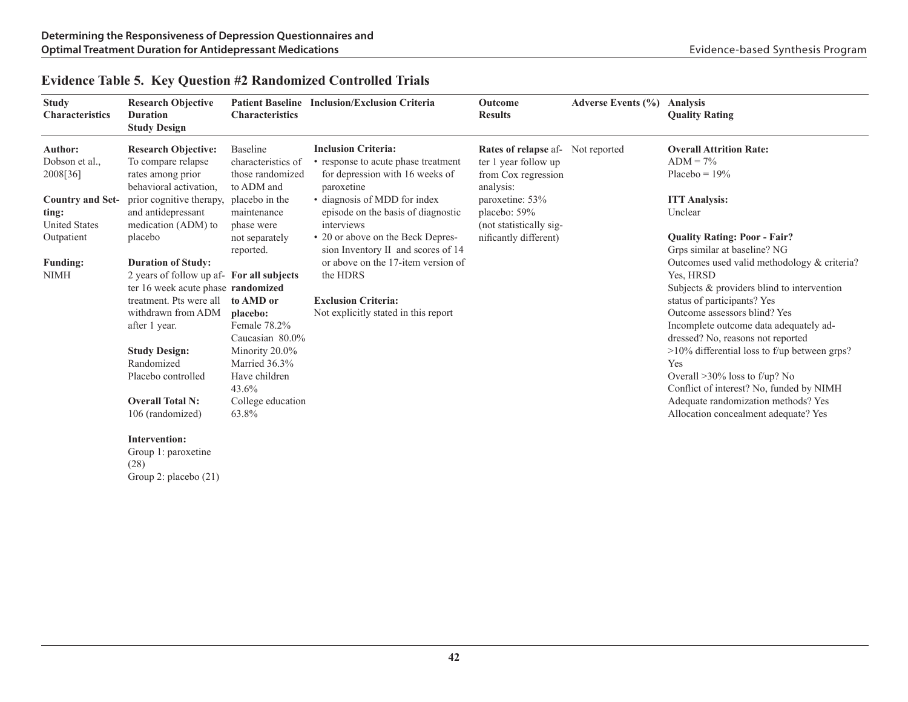## Evidence Table 5. Key Question #2 Randomized Controlled Trials

| Study Characteristics | Research Objective Duration Study Design | Patient Baseline Characteristics | Inclusion/Exclusion Criteria | Outcome Results | Adverse Events (%) | Analysis Quality Rating |
|---|---|---|---|---|---|---|
| **Author:** Dobson et al., 2008[36]<br><br>**Country and Setting:** United States Outpatient<br><br>**Funding:** NIMH | **Research Objective:** To compare relapse rates among prior behavioral activation, prior cognitive therapy, and antidepressant medication (ADM) to placebo<br><br>**Duration of Study:** 2 years of follow up after 16 week acute phase treatment. Pts were all withdrawn from ADM after 1 year.<br><br>**Study Design:** Randomized Placebo controlled<br><br>**Overall Total N:** 106 (randomized)<br><br>**Intervention:** Group 1: paroxetine (28) Group 2: placebo (21) | Baseline characteristics of those randomized to ADM and placebo in the maintenance phase were not separately reported.<br><br>**For all subjects randomized to AMD or placebo:** Female 78.2% Caucasian 80.0% Minority 20.0% Married 36.3% Have children 43.6% College education 63.8% | **Inclusion Criteria:**<br>• response to acute phase treatment for depression with 16 weeks of paroxetine<br>• diagnosis of MDD for index episode on the basis of diagnostic interviews<br>• 20 or above on the Beck Depression Inventory II and scores of 14 or above on the 17-item version of the HDRS<br><br>**Exclusion Criteria:** Not explicitly stated in this report | **Rates of relapse** after 1 year follow up from Cox regression analysis: paroxetine: 53% placebo: 59% (not statistically significantly different) | Not reported | **Overall Attrition Rate:** ADM = 7% Placebo = 19%<br><br>**ITT Analysis:** Unclear<br><br>**Quality Rating: Poor - Fair?** Grps similar at baseline? NG Outcomes used valid methodology & criteria? Yes, HRSD Subjects & providers blind to intervention status of participants? Yes Outcome assessors blind? Yes Incomplete outcome data adequately addressed? No, reasons not reported >10% differential loss to f/up between grps? Yes Overall >30% loss to f/up? No Conflict of interest? No, funded by NIMH Adequate randomization methods? Yes Allocation concealment adequate? Yes |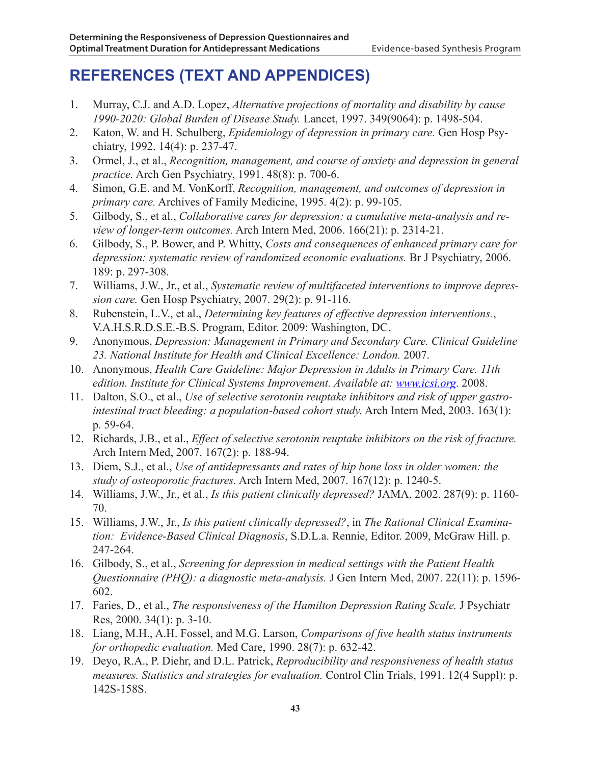# REFERENCES (TEXT AND APPENDICES)

1. Murray, C.J. and A.D. Lopez, *Alternative projections of mortality and disability by cause 1990-2020: Global Burden of Disease Study.* Lancet, 1997. 349(9064): p. 1498-504.
2. Katon, W. and H. Schulberg, *Epidemiology of depression in primary care.* Gen Hosp Psychiatry, 1992. 14(4): p. 237-47.
3. Ormel, J., et al., *Recognition, management, and course of anxiety and depression in general practice.* Arch Gen Psychiatry, 1991. 48(8): p. 700-6.
4. Simon, G.E. and M. VonKorff, *Recognition, management, and outcomes of depression in primary care.* Archives of Family Medicine, 1995. 4(2): p. 99-105.
5. Gilbody, S., et al., *Collaborative cares for depression: a cumulative meta-analysis and review of longer-term outcomes.* Arch Intern Med, 2006. 166(21): p. 2314-21.
6. Gilbody, S., P. Bower, and P. Whitty, *Costs and consequences of enhanced primary care for depression: systematic review of randomized economic evaluations.* Br J Psychiatry, 2006. 189: p. 297-308.
7. Williams, J.W., Jr., et al., *Systematic review of multifaceted interventions to improve depression care.* Gen Hosp Psychiatry, 2007. 29(2): p. 91-116.
8. Rubenstein, L.V., et al., *Determining key features of effective depression interventions.*, V.A.H.S.R.D.S.E.-B.S. Program, Editor. 2009: Washington, DC.
9. Anonymous, *Depression: Management in Primary and Secondary Care. Clinical Guideline 23. National Institute for Health and Clinical Excellence: London.* 2007.
10. Anonymous, *Health Care Guideline: Major Depression in Adults in Primary Care. 11th edition. Institute for Clinical Systems Improvement. Available at: www.icsi.org*. 2008.
11. Dalton, S.O., et al., *Use of selective serotonin reuptake inhibitors and risk of upper gastrointestinal tract bleeding: a population-based cohort study.* Arch Intern Med, 2003. 163(1): p. 59-64.
12. Richards, J.B., et al., *Effect of selective serotonin reuptake inhibitors on the risk of fracture.* Arch Intern Med, 2007. 167(2): p. 188-94.
13. Diem, S.J., et al., *Use of antidepressants and rates of hip bone loss in older women: the study of osteoporotic fractures.* Arch Intern Med, 2007. 167(12): p. 1240-5.
14. Williams, J.W., Jr., et al., *Is this patient clinically depressed?* JAMA, 2002. 287(9): p. 1160-70.
15. Williams, J.W., Jr., *Is this patient clinically depressed?*, in *The Rational Clinical Examination: Evidence-Based Clinical Diagnosis*, S.D.L.a. Rennie, Editor. 2009, McGraw Hill. p. 247-264.
16. Gilbody, S., et al., *Screening for depression in medical settings with the Patient Health Questionnaire (PHQ): a diagnostic meta-analysis.* J Gen Intern Med, 2007. 22(11): p. 1596-602.
17. Faries, D., et al., *The responsiveness of the Hamilton Depression Rating Scale.* J Psychiatr Res, 2000. 34(1): p. 3-10.
18. Liang, M.H., A.H. Fossel, and M.G. Larson, *Comparisons of five health status instruments for orthopedic evaluation.* Med Care, 1990. 28(7): p. 632-42.
19. Deyo, R.A., P. Diehr, and D.L. Patrick, *Reproducibility and responsiveness of health status measures. Statistics and strategies for evaluation.* Control Clin Trials, 1991. 12(4 Suppl): p. 142S-158S.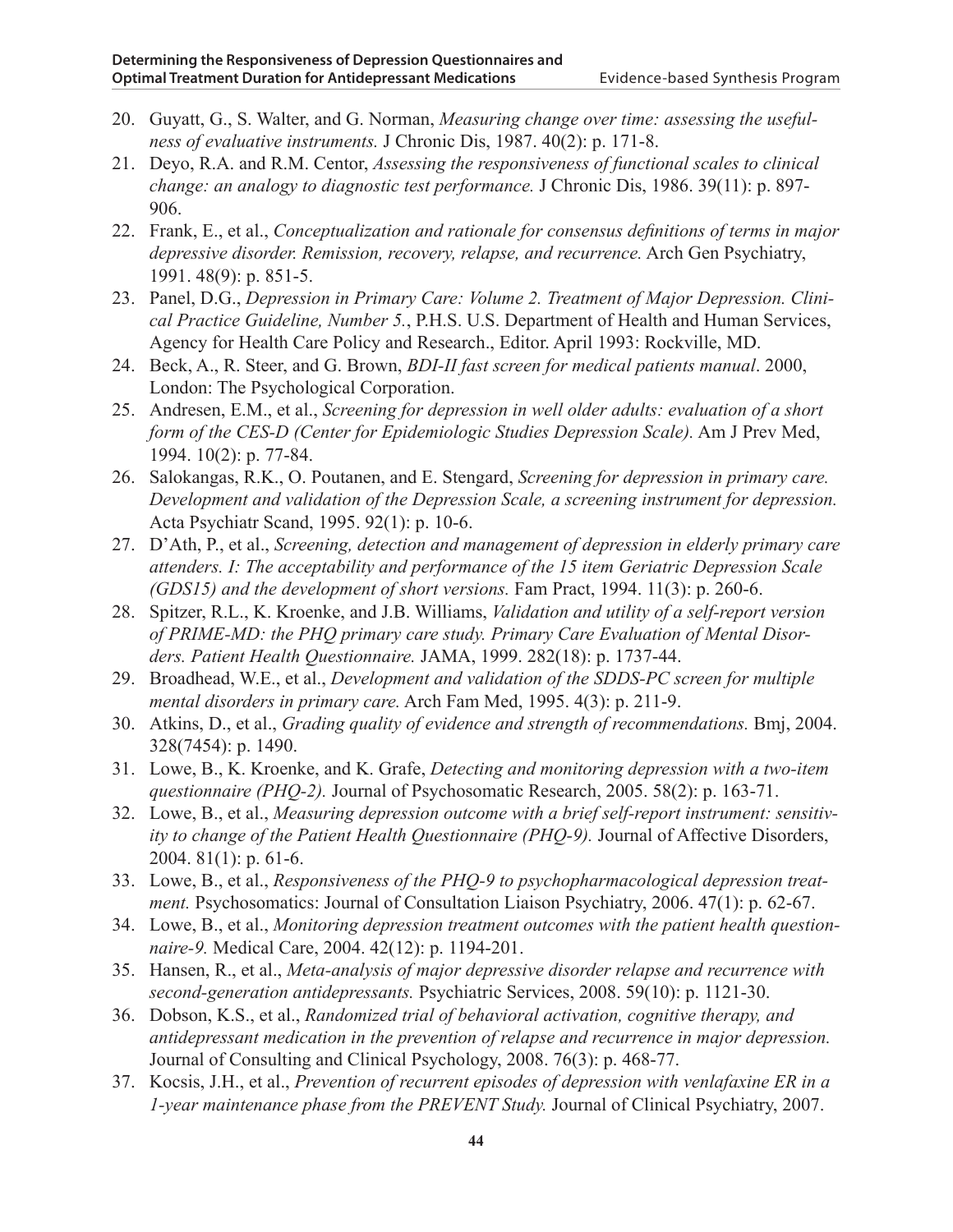20. Guyatt, G., S. Walter, and G. Norman, *Measuring change over time: assessing the usefulness of evaluative instruments.* J Chronic Dis, 1987. 40(2): p. 171-8.
21. Deyo, R.A. and R.M. Centor, *Assessing the responsiveness of functional scales to clinical change: an analogy to diagnostic test performance.* J Chronic Dis, 1986. 39(11): p. 897-906.
22. Frank, E., et al., *Conceptualization and rationale for consensus definitions of terms in major depressive disorder. Remission, recovery, relapse, and recurrence.* Arch Gen Psychiatry, 1991. 48(9): p. 851-5.
23. Panel, D.G., *Depression in Primary Care: Volume 2. Treatment of Major Depression. Clinical Practice Guideline, Number 5.*, P.H.S. U.S. Department of Health and Human Services, Agency for Health Care Policy and Research., Editor. April 1993: Rockville, MD.
24. Beck, A., R. Steer, and G. Brown, *BDI-II fast screen for medical patients manual*. 2000, London: The Psychological Corporation.
25. Andresen, E.M., et al., *Screening for depression in well older adults: evaluation of a short form of the CES-D (Center for Epidemiologic Studies Depression Scale).* Am J Prev Med, 1994. 10(2): p. 77-84.
26. Salokangas, R.K., O. Poutanen, and E. Stengard, *Screening for depression in primary care. Development and validation of the Depression Scale, a screening instrument for depression.* Acta Psychiatr Scand, 1995. 92(1): p. 10-6.
27. D'Ath, P., et al., *Screening, detection and management of depression in elderly primary care attenders. I: The acceptability and performance of the 15 item Geriatric Depression Scale (GDS15) and the development of short versions.* Fam Pract, 1994. 11(3): p. 260-6.
28. Spitzer, R.L., K. Kroenke, and J.B. Williams, *Validation and utility of a self-report version of PRIME-MD: the PHQ primary care study. Primary Care Evaluation of Mental Disorders. Patient Health Questionnaire.* JAMA, 1999. 282(18): p. 1737-44.
29. Broadhead, W.E., et al., *Development and validation of the SDDS-PC screen for multiple mental disorders in primary care.* Arch Fam Med, 1995. 4(3): p. 211-9.
30. Atkins, D., et al., *Grading quality of evidence and strength of recommendations.* Bmj, 2004. 328(7454): p. 1490.
31. Lowe, B., K. Kroenke, and K. Grafe, *Detecting and monitoring depression with a two-item questionnaire (PHQ-2).* Journal of Psychosomatic Research, 2005. 58(2): p. 163-71.
32. Lowe, B., et al., *Measuring depression outcome with a brief self-report instrument: sensitivity to change of the Patient Health Questionnaire (PHQ-9).* Journal of Affective Disorders, 2004. 81(1): p. 61-6.
33. Lowe, B., et al., *Responsiveness of the PHQ-9 to psychopharmacological depression treatment.* Psychosomatics: Journal of Consultation Liaison Psychiatry, 2006. 47(1): p. 62-67.
34. Lowe, B., et al., *Monitoring depression treatment outcomes with the patient health questionnaire-9.* Medical Care, 2004. 42(12): p. 1194-201.
35. Hansen, R., et al., *Meta-analysis of major depressive disorder relapse and recurrence with second-generation antidepressants.* Psychiatric Services, 2008. 59(10): p. 1121-30.
36. Dobson, K.S., et al., *Randomized trial of behavioral activation, cognitive therapy, and antidepressant medication in the prevention of relapse and recurrence in major depression.* Journal of Consulting and Clinical Psychology, 2008. 76(3): p. 468-77.
37. Kocsis, J.H., et al., *Prevention of recurrent episodes of depression with venlafaxine ER in a 1-year maintenance phase from the PREVENT Study.* Journal of Clinical Psychiatry, 2007.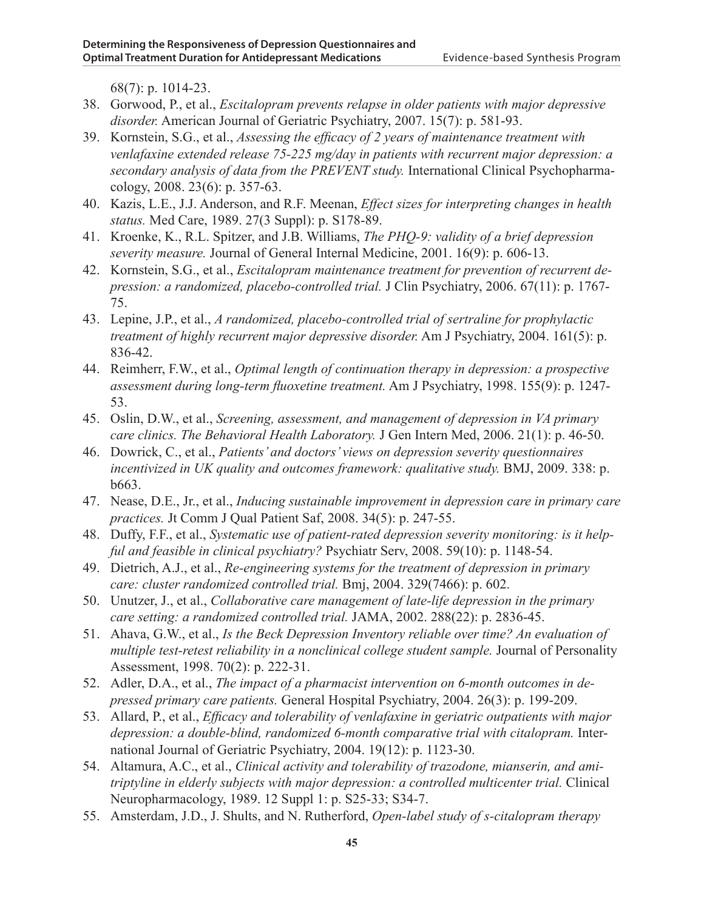68(7): p. 1014-23.

38. Gorwood, P., et al., *Escitalopram prevents relapse in older patients with major depressive disorder.* American Journal of Geriatric Psychiatry, 2007. 15(7): p. 581-93.
39. Kornstein, S.G., et al., *Assessing the efficacy of 2 years of maintenance treatment with venlafaxine extended release 75-225 mg/day in patients with recurrent major depression: a secondary analysis of data from the PREVENT study.* International Clinical Psychopharmacology, 2008. 23(6): p. 357-63.
40. Kazis, L.E., J.J. Anderson, and R.F. Meenan, *Effect sizes for interpreting changes in health status.* Med Care, 1989. 27(3 Suppl): p. S178-89.
41. Kroenke, K., R.L. Spitzer, and J.B. Williams, *The PHQ-9: validity of a brief depression severity measure.* Journal of General Internal Medicine, 2001. 16(9): p. 606-13.
42. Kornstein, S.G., et al., *Escitalopram maintenance treatment for prevention of recurrent depression: a randomized, placebo-controlled trial.* J Clin Psychiatry, 2006. 67(11): p. 1767-75.
43. Lepine, J.P., et al., *A randomized, placebo-controlled trial of sertraline for prophylactic treatment of highly recurrent major depressive disorder.* Am J Psychiatry, 2004. 161(5): p. 836-42.
44. Reimherr, F.W., et al., *Optimal length of continuation therapy in depression: a prospective assessment during long-term fluoxetine treatment.* Am J Psychiatry, 1998. 155(9): p. 1247-53.
45. Oslin, D.W., et al., *Screening, assessment, and management of depression in VA primary care clinics. The Behavioral Health Laboratory.* J Gen Intern Med, 2006. 21(1): p. 46-50.
46. Dowrick, C., et al., *Patients' and doctors' views on depression severity questionnaires incentivized in UK quality and outcomes framework: qualitative study.* BMJ, 2009. 338: p. b663.
47. Nease, D.E., Jr., et al., *Inducing sustainable improvement in depression care in primary care practices.* Jt Comm J Qual Patient Saf, 2008. 34(5): p. 247-55.
48. Duffy, F.F., et al., *Systematic use of patient-rated depression severity monitoring: is it helpful and feasible in clinical psychiatry?* Psychiatr Serv, 2008. 59(10): p. 1148-54.
49. Dietrich, A.J., et al., *Re-engineering systems for the treatment of depression in primary care: cluster randomized controlled trial.* Bmj, 2004. 329(7466): p. 602.
50. Unutzer, J., et al., *Collaborative care management of late-life depression in the primary care setting: a randomized controlled trial.* JAMA, 2002. 288(22): p. 2836-45.
51. Ahava, G.W., et al., *Is the Beck Depression Inventory reliable over time? An evaluation of multiple test-retest reliability in a nonclinical college student sample.* Journal of Personality Assessment, 1998. 70(2): p. 222-31.
52. Adler, D.A., et al., *The impact of a pharmacist intervention on 6-month outcomes in depressed primary care patients.* General Hospital Psychiatry, 2004. 26(3): p. 199-209.
53. Allard, P., et al., *Efficacy and tolerability of venlafaxine in geriatric outpatients with major depression: a double-blind, randomized 6-month comparative trial with citalopram.* International Journal of Geriatric Psychiatry, 2004. 19(12): p. 1123-30.
54. Altamura, A.C., et al., *Clinical activity and tolerability of trazodone, mianserin, and amitriptyline in elderly subjects with major depression: a controlled multicenter trial.* Clinical Neuropharmacology, 1989. 12 Suppl 1: p. S25-33; S34-7.
55. Amsterdam, J.D., J. Shults, and N. Rutherford, *Open-label study of s-citalopram therapy*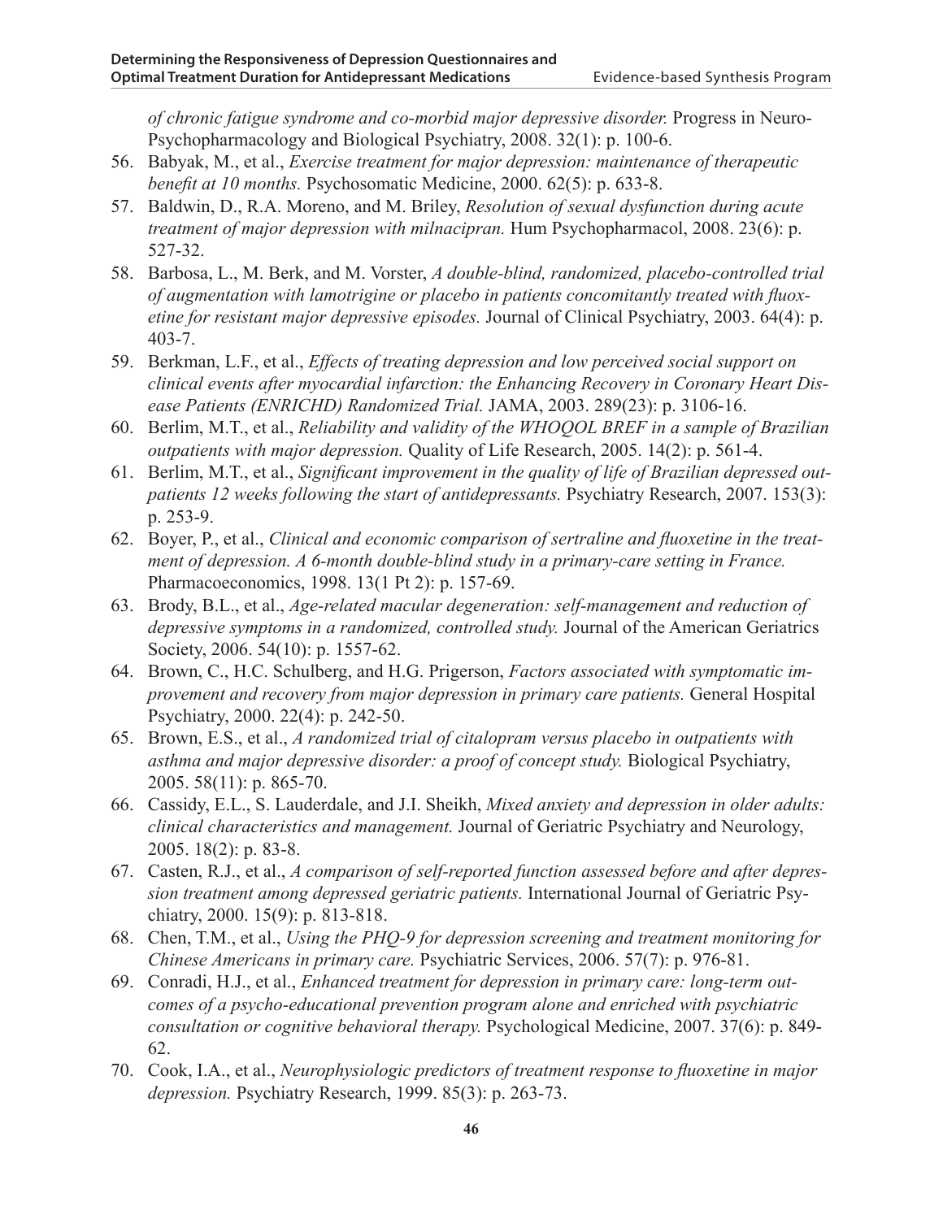*of chronic fatigue syndrome and co-morbid major depressive disorder.* Progress in Neuro-Psychopharmacology and Biological Psychiatry, 2008. 32(1): p. 100-6.

56. Babyak, M., et al., *Exercise treatment for major depression: maintenance of therapeutic benefit at 10 months.* Psychosomatic Medicine, 2000. 62(5): p. 633-8.
57. Baldwin, D., R.A. Moreno, and M. Briley, *Resolution of sexual dysfunction during acute treatment of major depression with milnacipran.* Hum Psychopharmacol, 2008. 23(6): p. 527-32.
58. Barbosa, L., M. Berk, and M. Vorster, *A double-blind, randomized, placebo-controlled trial of augmentation with lamotrigine or placebo in patients concomitantly treated with fluoxetine for resistant major depressive episodes.* Journal of Clinical Psychiatry, 2003. 64(4): p. 403-7.
59. Berkman, L.F., et al., *Effects of treating depression and low perceived social support on clinical events after myocardial infarction: the Enhancing Recovery in Coronary Heart Disease Patients (ENRICHD) Randomized Trial.* JAMA, 2003. 289(23): p. 3106-16.
60. Berlim, M.T., et al., *Reliability and validity of the WHOQOL BREF in a sample of Brazilian outpatients with major depression.* Quality of Life Research, 2005. 14(2): p. 561-4.
61. Berlim, M.T., et al., *Significant improvement in the quality of life of Brazilian depressed outpatients 12 weeks following the start of antidepressants.* Psychiatry Research, 2007. 153(3): p. 253-9.
62. Boyer, P., et al., *Clinical and economic comparison of sertraline and fluoxetine in the treatment of depression. A 6-month double-blind study in a primary-care setting in France.* Pharmacoeconomics, 1998. 13(1 Pt 2): p. 157-69.
63. Brody, B.L., et al., *Age-related macular degeneration: self-management and reduction of depressive symptoms in a randomized, controlled study.* Journal of the American Geriatrics Society, 2006. 54(10): p. 1557-62.
64. Brown, C., H.C. Schulberg, and H.G. Prigerson, *Factors associated with symptomatic improvement and recovery from major depression in primary care patients.* General Hospital Psychiatry, 2000. 22(4): p. 242-50.
65. Brown, E.S., et al., *A randomized trial of citalopram versus placebo in outpatients with asthma and major depressive disorder: a proof of concept study.* Biological Psychiatry, 2005. 58(11): p. 865-70.
66. Cassidy, E.L., S. Lauderdale, and J.I. Sheikh, *Mixed anxiety and depression in older adults: clinical characteristics and management.* Journal of Geriatric Psychiatry and Neurology, 2005. 18(2): p. 83-8.
67. Casten, R.J., et al., *A comparison of self-reported function assessed before and after depression treatment among depressed geriatric patients.* International Journal of Geriatric Psychiatry, 2000. 15(9): p. 813-818.
68. Chen, T.M., et al., *Using the PHQ-9 for depression screening and treatment monitoring for Chinese Americans in primary care.* Psychiatric Services, 2006. 57(7): p. 976-81.
69. Conradi, H.J., et al., *Enhanced treatment for depression in primary care: long-term outcomes of a psycho-educational prevention program alone and enriched with psychiatric consultation or cognitive behavioral therapy.* Psychological Medicine, 2007. 37(6): p. 849-62.
70. Cook, I.A., et al., *Neurophysiologic predictors of treatment response to fluoxetine in major depression.* Psychiatry Research, 1999. 85(3): p. 263-73.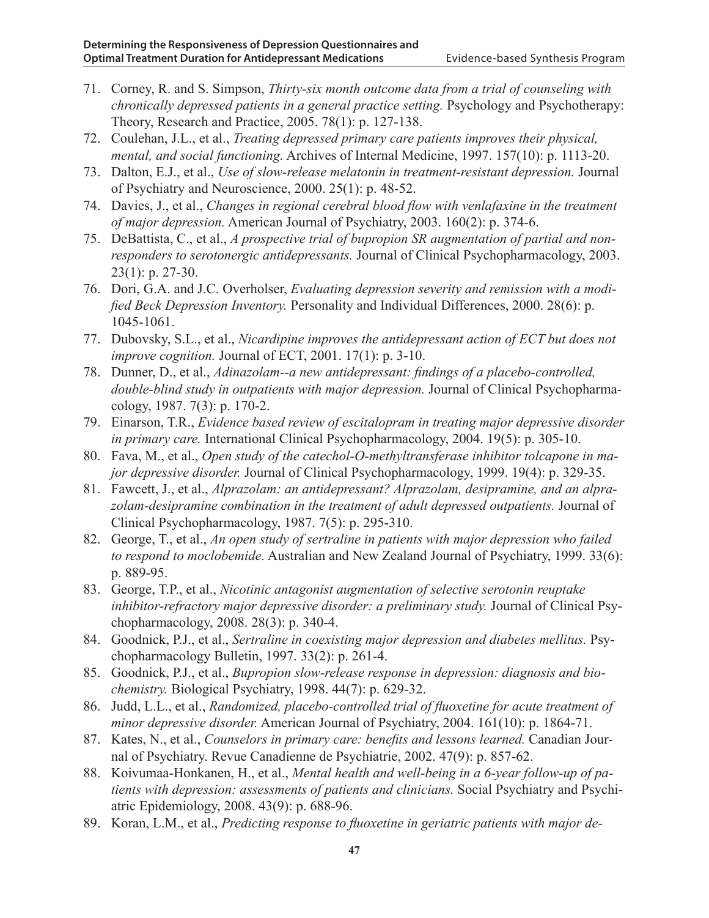71. Corney, R. and S. Simpson, *Thirty-six month outcome data from a trial of counseling with chronically depressed patients in a general practice setting.* Psychology and Psychotherapy: Theory, Research and Practice, 2005. 78(1): p. 127-138.
72. Coulehan, J.L., et al., *Treating depressed primary care patients improves their physical, mental, and social functioning.* Archives of Internal Medicine, 1997. 157(10): p. 1113-20.
73. Dalton, E.J., et al., *Use of slow-release melatonin in treatment-resistant depression.* Journal of Psychiatry and Neuroscience, 2000. 25(1): p. 48-52.
74. Davies, J., et al., *Changes in regional cerebral blood flow with venlafaxine in the treatment of major depression.* American Journal of Psychiatry, 2003. 160(2): p. 374-6.
75. DeBattista, C., et al., *A prospective trial of bupropion SR augmentation of partial and non-responders to serotonergic antidepressants.* Journal of Clinical Psychopharmacology, 2003. 23(1): p. 27-30.
76. Dori, G.A. and J.C. Overholser, *Evaluating depression severity and remission with a modified Beck Depression Inventory.* Personality and Individual Differences, 2000. 28(6): p. 1045-1061.
77. Dubovsky, S.L., et al., *Nicardipine improves the antidepressant action of ECT but does not improve cognition.* Journal of ECT, 2001. 17(1): p. 3-10.
78. Dunner, D., et al., *Adinazolam--a new antidepressant: findings of a placebo-controlled, double-blind study in outpatients with major depression.* Journal of Clinical Psychopharmacology, 1987. 7(3): p. 170-2.
79. Einarson, T.R., *Evidence based review of escitalopram in treating major depressive disorder in primary care.* International Clinical Psychopharmacology, 2004. 19(5): p. 305-10.
80. Fava, M., et al., *Open study of the catechol-O-methyltransferase inhibitor tolcapone in major depressive disorder.* Journal of Clinical Psychopharmacology, 1999. 19(4): p. 329-35.
81. Fawcett, J., et al., *Alprazolam: an antidepressant? Alprazolam, desipramine, and an alprazolam-desipramine combination in the treatment of adult depressed outpatients.* Journal of Clinical Psychopharmacology, 1987. 7(5): p. 295-310.
82. George, T., et al., *An open study of sertraline in patients with major depression who failed to respond to moclobemide.* Australian and New Zealand Journal of Psychiatry, 1999. 33(6): p. 889-95.
83. George, T.P., et al., *Nicotinic antagonist augmentation of selective serotonin reuptake inhibitor-refractory major depressive disorder: a preliminary study.* Journal of Clinical Psychopharmacology, 2008. 28(3): p. 340-4.
84. Goodnick, P.J., et al., *Sertraline in coexisting major depression and diabetes mellitus.* Psychopharmacology Bulletin, 1997. 33(2): p. 261-4.
85. Goodnick, P.J., et al., *Bupropion slow-release response in depression: diagnosis and biochemistry.* Biological Psychiatry, 1998. 44(7): p. 629-32.
86. Judd, L.L., et al., *Randomized, placebo-controlled trial of fluoxetine for acute treatment of minor depressive disorder.* American Journal of Psychiatry, 2004. 161(10): p. 1864-71.
87. Kates, N., et al., *Counselors in primary care: benefits and lessons learned.* Canadian Journal of Psychiatry. Revue Canadienne de Psychiatrie, 2002. 47(9): p. 857-62.
88. Koivumaa-Honkanen, H., et al., *Mental health and well-being in a 6-year follow-up of patients with depression: assessments of patients and clinicians.* Social Psychiatry and Psychiatric Epidemiology, 2008. 43(9): p. 688-96.
89. Koran, L.M., et al., *Predicting response to fluoxetine in geriatric patients with major de-*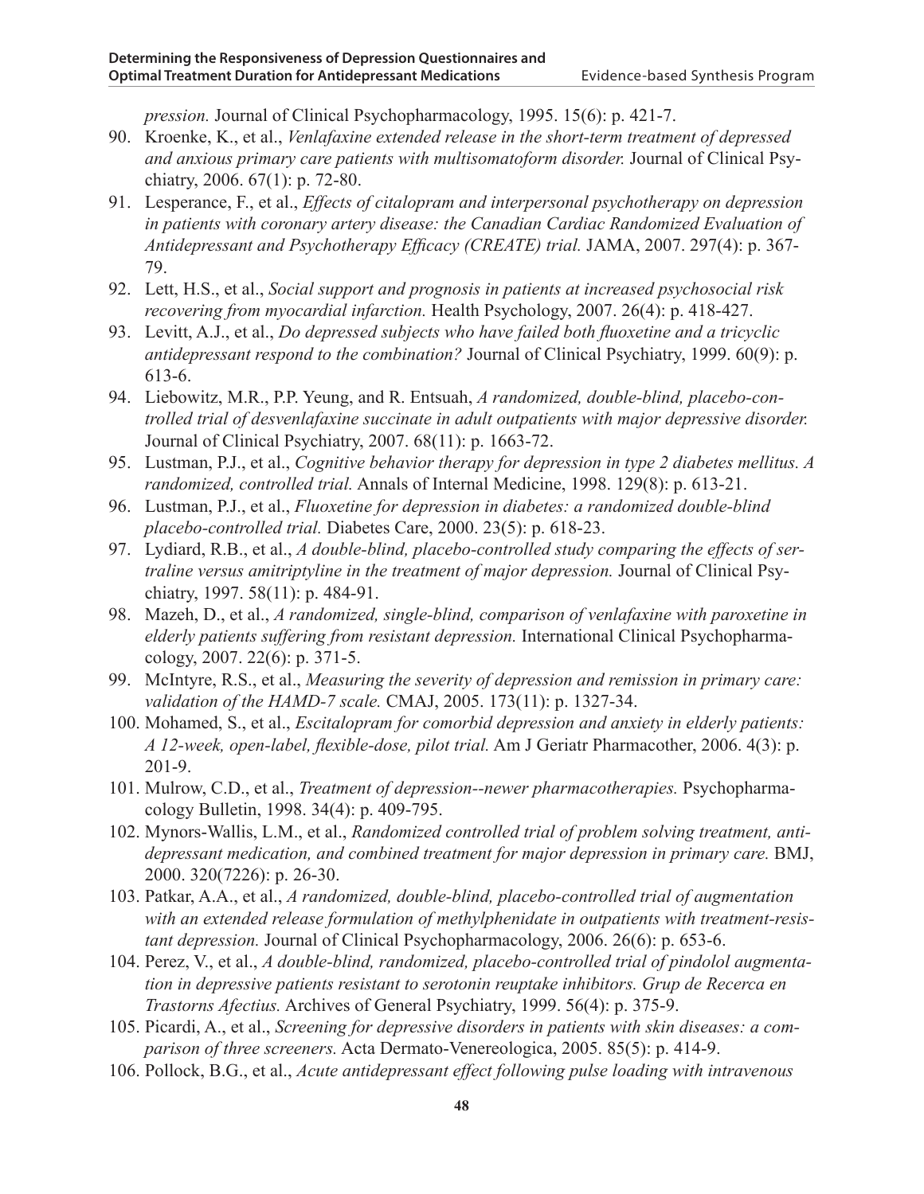*pression.* Journal of Clinical Psychopharmacology, 1995. 15(6): p. 421-7.

90. Kroenke, K., et al., *Venlafaxine extended release in the short-term treatment of depressed and anxious primary care patients with multisomatoform disorder.* Journal of Clinical Psychiatry, 2006. 67(1): p. 72-80.
91. Lesperance, F., et al., *Effects of citalopram and interpersonal psychotherapy on depression in patients with coronary artery disease: the Canadian Cardiac Randomized Evaluation of Antidepressant and Psychotherapy Efficacy (CREATE) trial.* JAMA, 2007. 297(4): p. 367-79.
92. Lett, H.S., et al., *Social support and prognosis in patients at increased psychosocial risk recovering from myocardial infarction.* Health Psychology, 2007. 26(4): p. 418-427.
93. Levitt, A.J., et al., *Do depressed subjects who have failed both fluoxetine and a tricyclic antidepressant respond to the combination?* Journal of Clinical Psychiatry, 1999. 60(9): p. 613-6.
94. Liebowitz, M.R., P.P. Yeung, and R. Entsuah, *A randomized, double-blind, placebo-controlled trial of desvenlafaxine succinate in adult outpatients with major depressive disorder.* Journal of Clinical Psychiatry, 2007. 68(11): p. 1663-72.
95. Lustman, P.J., et al., *Cognitive behavior therapy for depression in type 2 diabetes mellitus. A randomized, controlled trial.* Annals of Internal Medicine, 1998. 129(8): p. 613-21.
96. Lustman, P.J., et al., *Fluoxetine for depression in diabetes: a randomized double-blind placebo-controlled trial.* Diabetes Care, 2000. 23(5): p. 618-23.
97. Lydiard, R.B., et al., *A double-blind, placebo-controlled study comparing the effects of sertraline versus amitriptyline in the treatment of major depression.* Journal of Clinical Psychiatry, 1997. 58(11): p. 484-91.
98. Mazeh, D., et al., *A randomized, single-blind, comparison of venlafaxine with paroxetine in elderly patients suffering from resistant depression.* International Clinical Psychopharmacology, 2007. 22(6): p. 371-5.
99. McIntyre, R.S., et al., *Measuring the severity of depression and remission in primary care: validation of the HAMD-7 scale.* CMAJ, 2005. 173(11): p. 1327-34.
100. Mohamed, S., et al., *Escitalopram for comorbid depression and anxiety in elderly patients: A 12-week, open-label, flexible-dose, pilot trial.* Am J Geriatr Pharmacother, 2006. 4(3): p. 201-9.
101. Mulrow, C.D., et al., *Treatment of depression--newer pharmacotherapies.* Psychopharmacology Bulletin, 1998. 34(4): p. 409-795.
102. Mynors-Wallis, L.M., et al., *Randomized controlled trial of problem solving treatment, antidepressant medication, and combined treatment for major depression in primary care.* BMJ, 2000. 320(7226): p. 26-30.
103. Patkar, A.A., et al., *A randomized, double-blind, placebo-controlled trial of augmentation with an extended release formulation of methylphenidate in outpatients with treatment-resistant depression.* Journal of Clinical Psychopharmacology, 2006. 26(6): p. 653-6.
104. Perez, V., et al., *A double-blind, randomized, placebo-controlled trial of pindolol augmentation in depressive patients resistant to serotonin reuptake inhibitors. Grup de Recerca en Trastorns Afectius.* Archives of General Psychiatry, 1999. 56(4): p. 375-9.
105. Picardi, A., et al., *Screening for depressive disorders in patients with skin diseases: a comparison of three screeners.* Acta Dermato-Venereologica, 2005. 85(5): p. 414-9.
106. Pollock, B.G., et al., *Acute antidepressant effect following pulse loading with intravenous*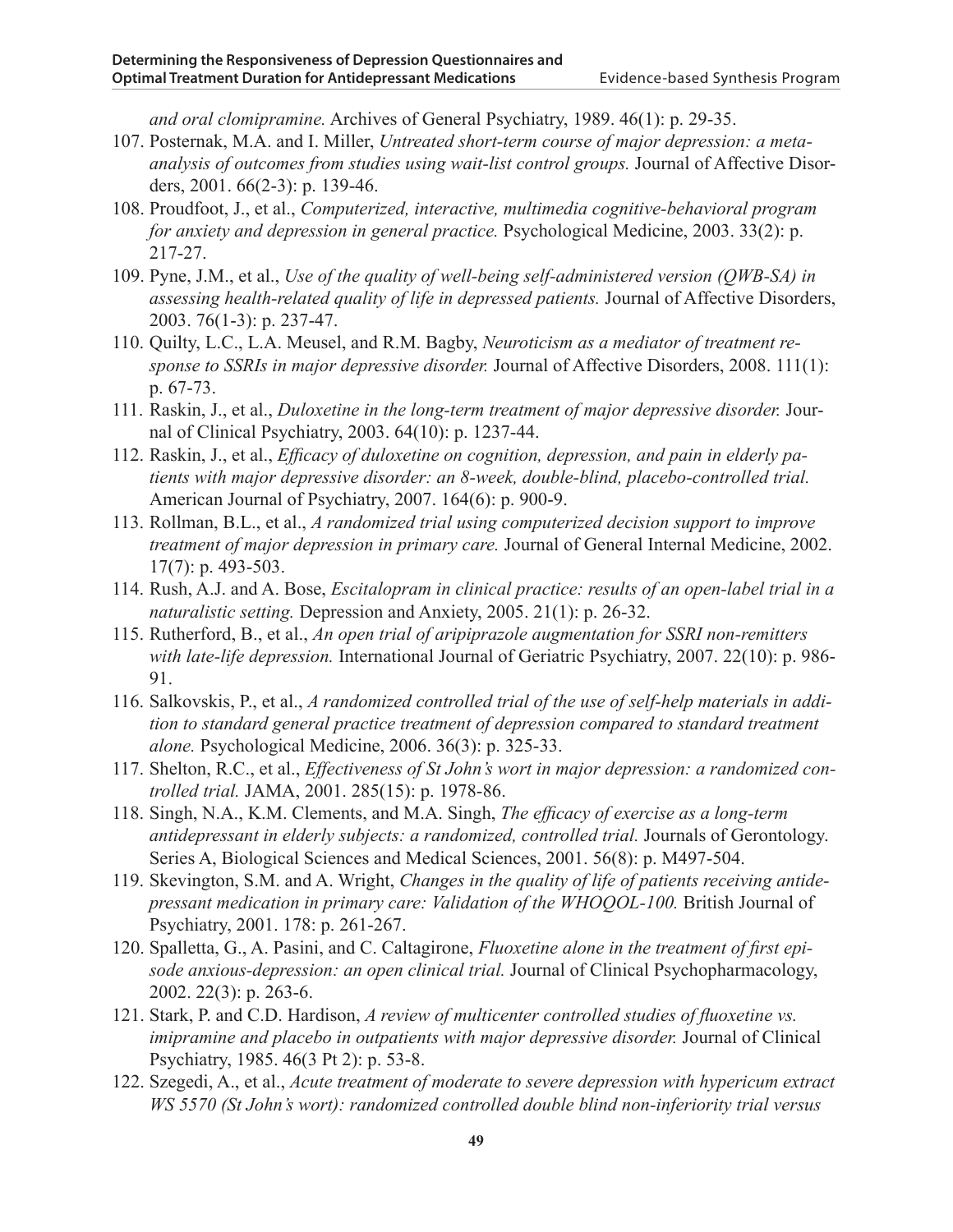*and oral clomipramine.* Archives of General Psychiatry, 1989. 46(1): p. 29-35.

107. Posternak, M.A. and I. Miller, *Untreated short-term course of major depression: a meta-analysis of outcomes from studies using wait-list control groups.* Journal of Affective Disorders, 2001. 66(2-3): p. 139-46.
108. Proudfoot, J., et al., *Computerized, interactive, multimedia cognitive-behavioral program for anxiety and depression in general practice.* Psychological Medicine, 2003. 33(2): p. 217-27.
109. Pyne, J.M., et al., *Use of the quality of well-being self-administered version (QWB-SA) in assessing health-related quality of life in depressed patients.* Journal of Affective Disorders, 2003. 76(1-3): p. 237-47.
110. Quilty, L.C., L.A. Meusel, and R.M. Bagby, *Neuroticism as a mediator of treatment response to SSRIs in major depressive disorder.* Journal of Affective Disorders, 2008. 111(1): p. 67-73.
111. Raskin, J., et al., *Duloxetine in the long-term treatment of major depressive disorder.* Journal of Clinical Psychiatry, 2003. 64(10): p. 1237-44.
112. Raskin, J., et al., *Efficacy of duloxetine on cognition, depression, and pain in elderly patients with major depressive disorder: an 8-week, double-blind, placebo-controlled trial.* American Journal of Psychiatry, 2007. 164(6): p. 900-9.
113. Rollman, B.L., et al., *A randomized trial using computerized decision support to improve treatment of major depression in primary care.* Journal of General Internal Medicine, 2002. 17(7): p. 493-503.
114. Rush, A.J. and A. Bose, *Escitalopram in clinical practice: results of an open-label trial in a naturalistic setting.* Depression and Anxiety, 2005. 21(1): p. 26-32.
115. Rutherford, B., et al., *An open trial of aripiprazole augmentation for SSRI non-remitters with late-life depression.* International Journal of Geriatric Psychiatry, 2007. 22(10): p. 986-91.
116. Salkovskis, P., et al., *A randomized controlled trial of the use of self-help materials in addition to standard general practice treatment of depression compared to standard treatment alone.* Psychological Medicine, 2006. 36(3): p. 325-33.
117. Shelton, R.C., et al., *Effectiveness of St John's wort in major depression: a randomized controlled trial.* JAMA, 2001. 285(15): p. 1978-86.
118. Singh, N.A., K.M. Clements, and M.A. Singh, *The efficacy of exercise as a long-term antidepressant in elderly subjects: a randomized, controlled trial.* Journals of Gerontology. Series A, Biological Sciences and Medical Sciences, 2001. 56(8): p. M497-504.
119. Skevington, S.M. and A. Wright, *Changes in the quality of life of patients receiving antidepressant medication in primary care: Validation of the WHOQOL-100.* British Journal of Psychiatry, 2001. 178: p. 261-267.
120. Spalletta, G., A. Pasini, and C. Caltagirone, *Fluoxetine alone in the treatment of first episode anxious-depression: an open clinical trial.* Journal of Clinical Psychopharmacology, 2002. 22(3): p. 263-6.
121. Stark, P. and C.D. Hardison, *A review of multicenter controlled studies of fluoxetine vs. imipramine and placebo in outpatients with major depressive disorder.* Journal of Clinical Psychiatry, 1985. 46(3 Pt 2): p. 53-8.
122. Szegedi, A., et al., *Acute treatment of moderate to severe depression with hypericum extract WS 5570 (St John's wort): randomized controlled double blind non-inferiority trial versus*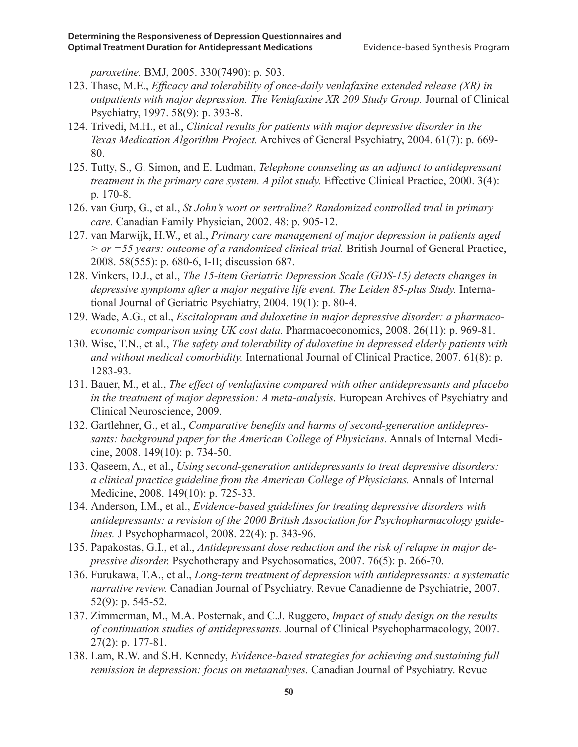*paroxetine.* BMJ, 2005. 330(7490): p. 503.

123. Thase, M.E., *Efficacy and tolerability of once-daily venlafaxine extended release (XR) in outpatients with major depression. The Venlafaxine XR 209 Study Group.* Journal of Clinical Psychiatry, 1997. 58(9): p. 393-8.
124. Trivedi, M.H., et al., *Clinical results for patients with major depressive disorder in the Texas Medication Algorithm Project.* Archives of General Psychiatry, 2004. 61(7): p. 669-80.
125. Tutty, S., G. Simon, and E. Ludman, *Telephone counseling as an adjunct to antidepressant treatment in the primary care system. A pilot study.* Effective Clinical Practice, 2000. 3(4): p. 170-8.
126. van Gurp, G., et al., *St John's wort or sertraline? Randomized controlled trial in primary care.* Canadian Family Physician, 2002. 48: p. 905-12.
127. van Marwijk, H.W., et al., *Primary care management of major depression in patients aged > or =55 years: outcome of a randomized clinical trial.* British Journal of General Practice, 2008. 58(555): p. 680-6, I-II; discussion 687.
128. Vinkers, D.J., et al., *The 15-item Geriatric Depression Scale (GDS-15) detects changes in depressive symptoms after a major negative life event. The Leiden 85-plus Study.* International Journal of Geriatric Psychiatry, 2004. 19(1): p. 80-4.
129. Wade, A.G., et al., *Escitalopram and duloxetine in major depressive disorder: a pharmacoeconomic comparison using UK cost data.* Pharmacoeconomics, 2008. 26(11): p. 969-81.
130. Wise, T.N., et al., *The safety and tolerability of duloxetine in depressed elderly patients with and without medical comorbidity.* International Journal of Clinical Practice, 2007. 61(8): p. 1283-93.
131. Bauer, M., et al., *The effect of venlafaxine compared with other antidepressants and placebo in the treatment of major depression: A meta-analysis.* European Archives of Psychiatry and Clinical Neuroscience, 2009.
132. Gartlehner, G., et al., *Comparative benefits and harms of second-generation antidepressants: background paper for the American College of Physicians.* Annals of Internal Medicine, 2008. 149(10): p. 734-50.
133. Qaseem, A., et al., *Using second-generation antidepressants to treat depressive disorders: a clinical practice guideline from the American College of Physicians.* Annals of Internal Medicine, 2008. 149(10): p. 725-33.
134. Anderson, I.M., et al., *Evidence-based guidelines for treating depressive disorders with antidepressants: a revision of the 2000 British Association for Psychopharmacology guidelines.* J Psychopharmacol, 2008. 22(4): p. 343-96.
135. Papakostas, G.I., et al., *Antidepressant dose reduction and the risk of relapse in major depressive disorder.* Psychotherapy and Psychosomatics, 2007. 76(5): p. 266-70.
136. Furukawa, T.A., et al., *Long-term treatment of depression with antidepressants: a systematic narrative review.* Canadian Journal of Psychiatry. Revue Canadienne de Psychiatrie, 2007. 52(9): p. 545-52.
137. Zimmerman, M., M.A. Posternak, and C.J. Ruggero, *Impact of study design on the results of continuation studies of antidepressants.* Journal of Clinical Psychopharmacology, 2007. 27(2): p. 177-81.
138. Lam, R.W. and S.H. Kennedy, *Evidence-based strategies for achieving and sustaining full remission in depression: focus on metaanalyses.* Canadian Journal of Psychiatry. Revue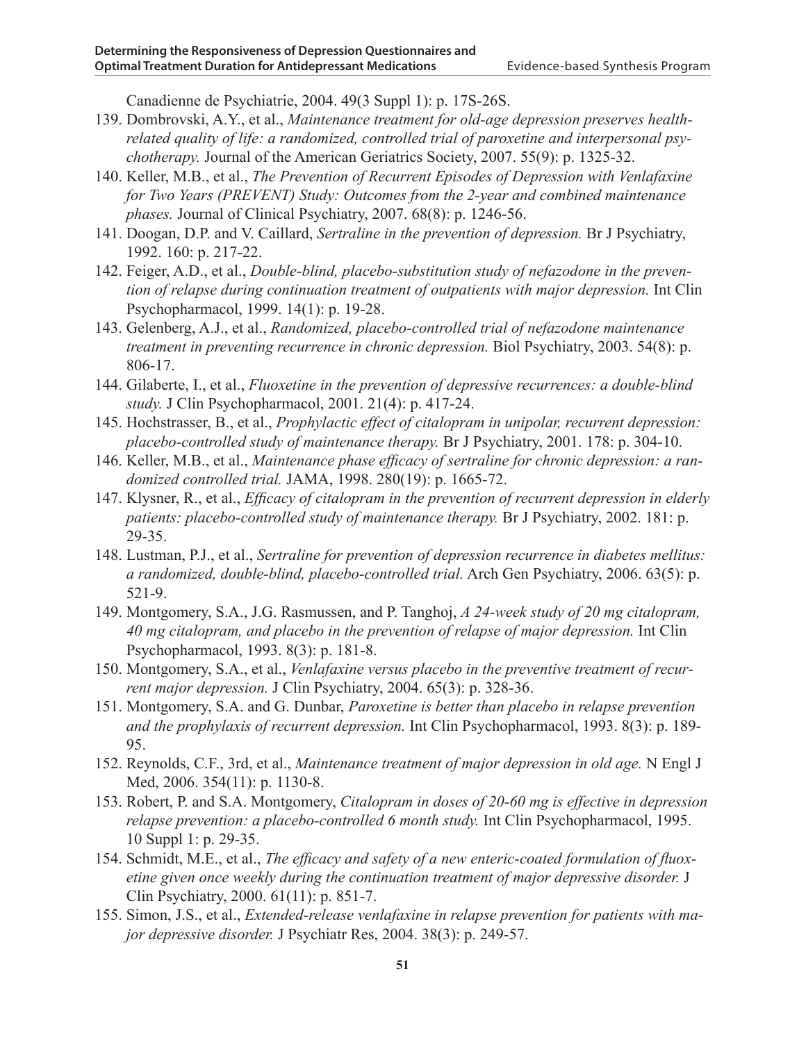Canadienne de Psychiatrie, 2004. 49(3 Suppl 1): p. 17S-26S.

139. Dombrovski, A.Y., et al., *Maintenance treatment for old-age depression preserves health-related quality of life: a randomized, controlled trial of paroxetine and interpersonal psychotherapy.* Journal of the American Geriatrics Society, 2007. 55(9): p. 1325-32.
140. Keller, M.B., et al., *The Prevention of Recurrent Episodes of Depression with Venlafaxine for Two Years (PREVENT) Study: Outcomes from the 2-year and combined maintenance phases.* Journal of Clinical Psychiatry, 2007. 68(8): p. 1246-56.
141. Doogan, D.P. and V. Caillard, *Sertraline in the prevention of depression.* Br J Psychiatry, 1992. 160: p. 217-22.
142. Feiger, A.D., et al., *Double-blind, placebo-substitution study of nefazodone in the prevention of relapse during continuation treatment of outpatients with major depression.* Int Clin Psychopharmacol, 1999. 14(1): p. 19-28.
143. Gelenberg, A.J., et al., *Randomized, placebo-controlled trial of nefazodone maintenance treatment in preventing recurrence in chronic depression.* Biol Psychiatry, 2003. 54(8): p. 806-17.
144. Gilaberte, I., et al., *Fluoxetine in the prevention of depressive recurrences: a double-blind study.* J Clin Psychopharmacol, 2001. 21(4): p. 417-24.
145. Hochstrasser, B., et al., *Prophylactic effect of citalopram in unipolar, recurrent depression: placebo-controlled study of maintenance therapy.* Br J Psychiatry, 2001. 178: p. 304-10.
146. Keller, M.B., et al., *Maintenance phase efficacy of sertraline for chronic depression: a randomized controlled trial.* JAMA, 1998. 280(19): p. 1665-72.
147. Klysner, R., et al., *Efficacy of citalopram in the prevention of recurrent depression in elderly patients: placebo-controlled study of maintenance therapy.* Br J Psychiatry, 2002. 181: p. 29-35.
148. Lustman, P.J., et al., *Sertraline for prevention of depression recurrence in diabetes mellitus: a randomized, double-blind, placebo-controlled trial.* Arch Gen Psychiatry, 2006. 63(5): p. 521-9.
149. Montgomery, S.A., J.G. Rasmussen, and P. Tanghoj, *A 24-week study of 20 mg citalopram, 40 mg citalopram, and placebo in the prevention of relapse of major depression.* Int Clin Psychopharmacol, 1993. 8(3): p. 181-8.
150. Montgomery, S.A., et al., *Venlafaxine versus placebo in the preventive treatment of recurrent major depression.* J Clin Psychiatry, 2004. 65(3): p. 328-36.
151. Montgomery, S.A. and G. Dunbar, *Paroxetine is better than placebo in relapse prevention and the prophylaxis of recurrent depression.* Int Clin Psychopharmacol, 1993. 8(3): p. 189-95.
152. Reynolds, C.F., 3rd, et al., *Maintenance treatment of major depression in old age.* N Engl J Med, 2006. 354(11): p. 1130-8.
153. Robert, P. and S.A. Montgomery, *Citalopram in doses of 20-60 mg is effective in depression relapse prevention: a placebo-controlled 6 month study.* Int Clin Psychopharmacol, 1995. 10 Suppl 1: p. 29-35.
154. Schmidt, M.E., et al., *The efficacy and safety of a new enteric-coated formulation of fluoxetine given once weekly during the continuation treatment of major depressive disorder.* J Clin Psychiatry, 2000. 61(11): p. 851-7.
155. Simon, J.S., et al., *Extended-release venlafaxine in relapse prevention for patients with major depressive disorder.* J Psychiatr Res, 2004. 38(3): p. 249-57.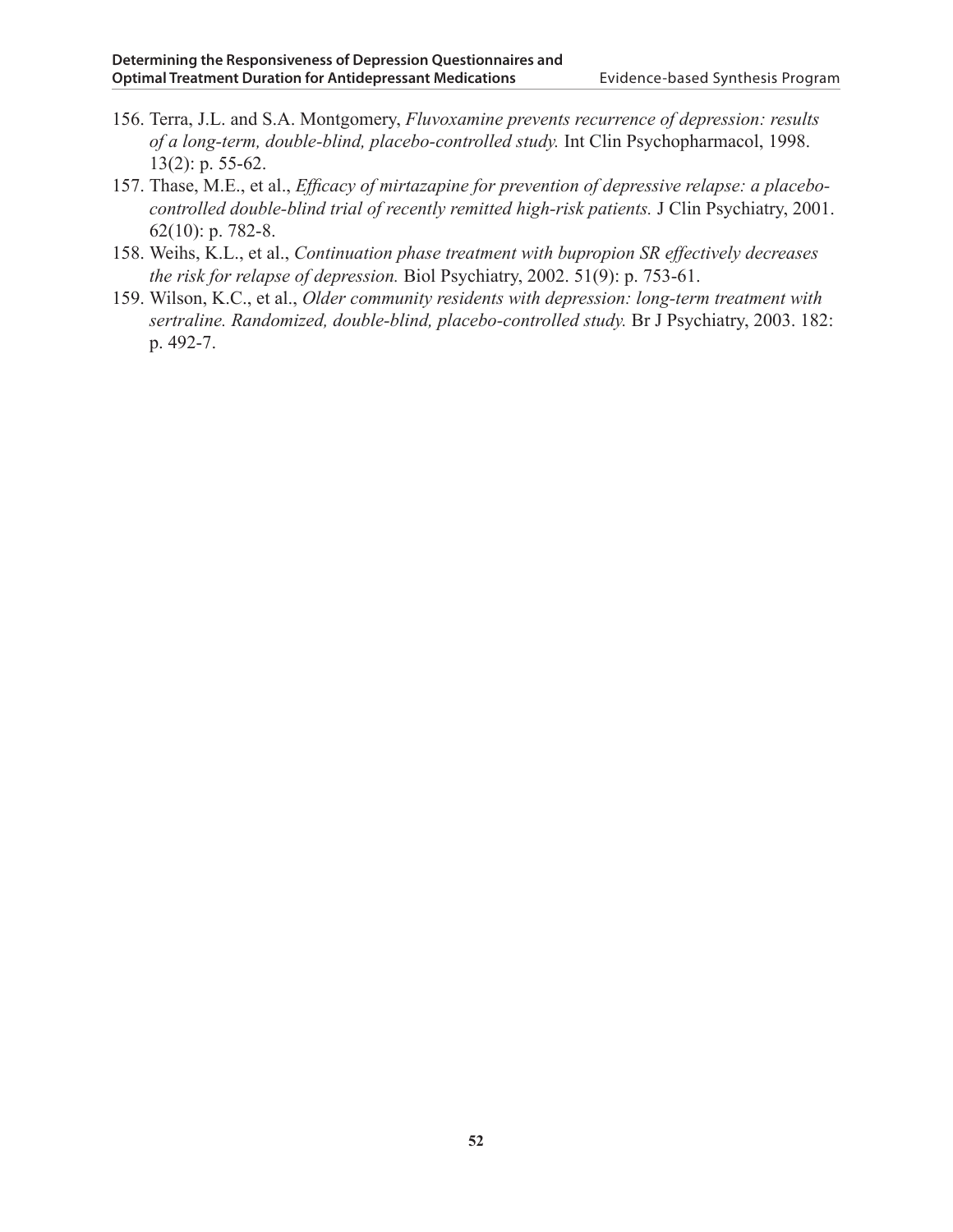156. Terra, J.L. and S.A. Montgomery, *Fluvoxamine prevents recurrence of depression: results of a long-term, double-blind, placebo-controlled study.* Int Clin Psychopharmacol, 1998. 13(2): p. 55-62.
157. Thase, M.E., et al., *Efficacy of mirtazapine for prevention of depressive relapse: a placebo-controlled double-blind trial of recently remitted high-risk patients.* J Clin Psychiatry, 2001. 62(10): p. 782-8.
158. Weihs, K.L., et al., *Continuation phase treatment with bupropion SR effectively decreases the risk for relapse of depression.* Biol Psychiatry, 2002. 51(9): p. 753-61.
159. Wilson, K.C., et al., *Older community residents with depression: long-term treatment with sertraline. Randomized, double-blind, placebo-controlled study.* Br J Psychiatry, 2003. 182: p. 492-7.